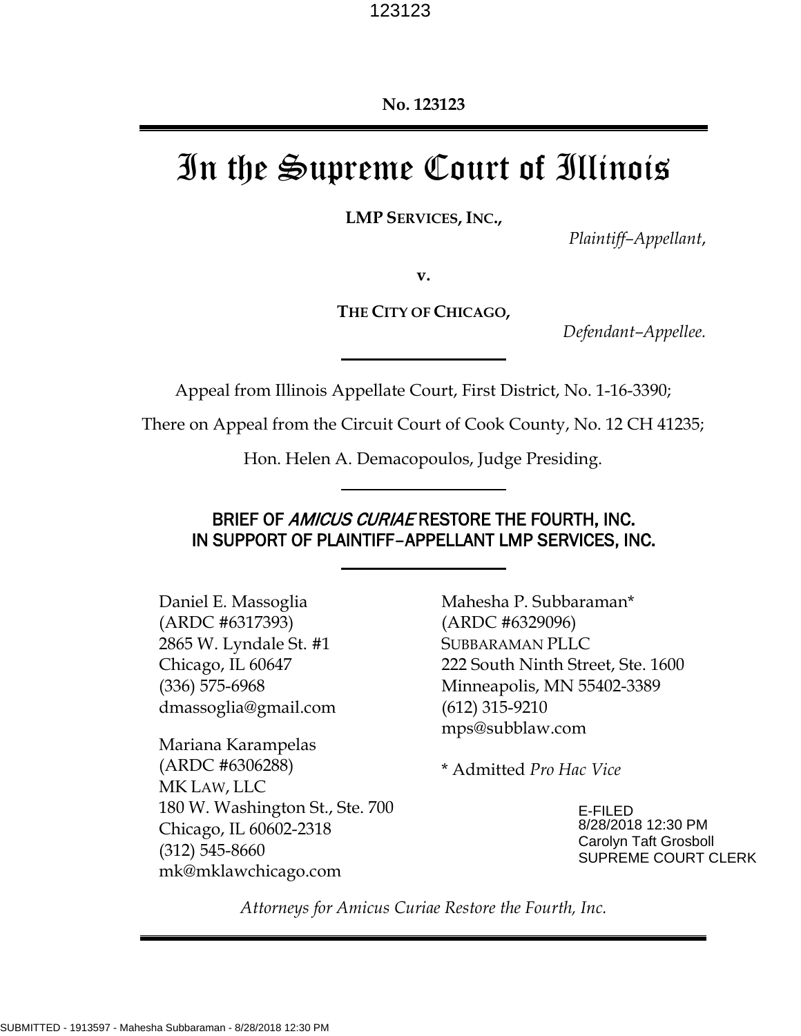No. 123123

# In the Supreme Court of Illinois

**LMP SERVICES, INC.,**

*Plaintiff–Appellant*,

**v.**

**THE CITY OF CHICAGO,**

*Defendant–Appellee.*

---

Appeal from Illinois Appellate Court, First District, No. 1-16-3390;

There on Appeal from the Circuit Court of Cook County, No. 12 CH 41235;

Hon. Helen A. Demacopoulos, Judge Presiding.

---

## BRIEF OF *AMICUS CURIAE* RESTORE THE FOURTH, INC. IN SUPPORT OF PLAINTIFF–APPELLANT LMP SERVICES, INC.

---

Daniel E. Massoglia
(ARDC #6317393)
2865 W. Lyndale St. #1
Chicago, IL 60647
(336) 575-6968
dmassoglia@gmail.com

Mariana Karampelas
(ARDC #6306288)
MK LAW, LLC
180 W. Washington St., Ste. 700
Chicago, IL 60602-2318
(312) 545-8660
mk@mklawchicago.com

Mahesha P. Subbaraman*
(ARDC #6329096)
SUBBARAMAN PLLC
222 South Ninth Street, Ste. 1600
Minneapolis, MN 55402-3389
(612) 315-9210
mps@subblaw.com

\* Admitted *Pro Hac Vice*

E-FILED
8/28/2018 12:30 PM
Carolyn Taft Grosboll
SUPREME COURT CLERK

*Attorneys for Amicus Curiae Restore the Fourth, Inc.*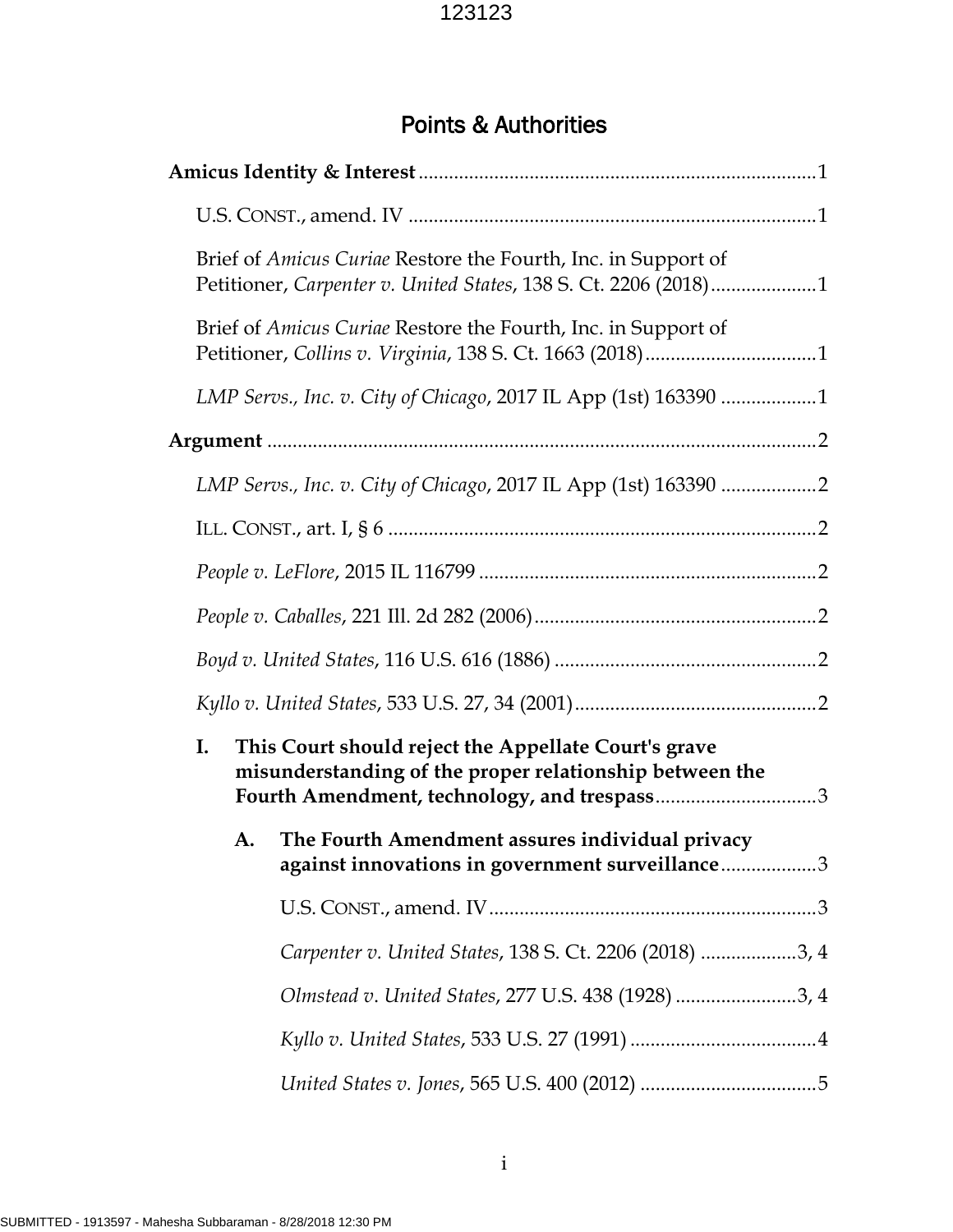# Points & Authorities

**Amicus Identity & Interest** .......................................................................... 1

U.S. CONST., amend. IV ................................................................................ 1

Brief of *Amicus Curiae* Restore the Fourth, Inc. in Support of Petitioner, *Carpenter v. United States*, 138 S. Ct. 2206 (2018) .................... 1

Brief of *Amicus Curiae* Restore the Fourth, Inc. in Support of Petitioner, *Collins v. Virginia*, 138 S. Ct. 1663 (2018) ................................. 1

*LMP Servs., Inc. v. City of Chicago*, 2017 IL App (1st) 163390 .................. 1

**Argument** ............................................................................................................ 2

*LMP Servs., Inc. v. City of Chicago*, 2017 IL App (1st) 163390 .................. 2

ILL. CONST., art. I, § 6 .................................................................................... 2

*People v. LeFlore*, 2015 IL 116799 .................................................................. 2

*People v. Caballes*, 221 Ill. 2d 282 (2006) ........................................................ 2

*Boyd v. United States*, 116 U.S. 616 (1886) .................................................... 2

*Kyllo v. United States*, 533 U.S. 27, 34 (2001) ................................................ 2

**I. This Court should reject the Appellate Court's grave misunderstanding of the proper relationship between the Fourth Amendment, technology, and trespass** ................................ 3

**A. The Fourth Amendment assures individual privacy against innovations in government surveillance** .................. 3

U.S. CONST., amend. IV ................................................................ 3

*Carpenter v. United States*, 138 S. Ct. 2206 (2018) ................... 3, 4

*Olmstead v. United States*, 277 U.S. 438 (1928) ........................ 3, 4

*Kyllo v. United States*, 533 U.S. 27 (1991) ..................................... 4

*United States v. Jones*, 565 U.S. 400 (2012) ................................... 5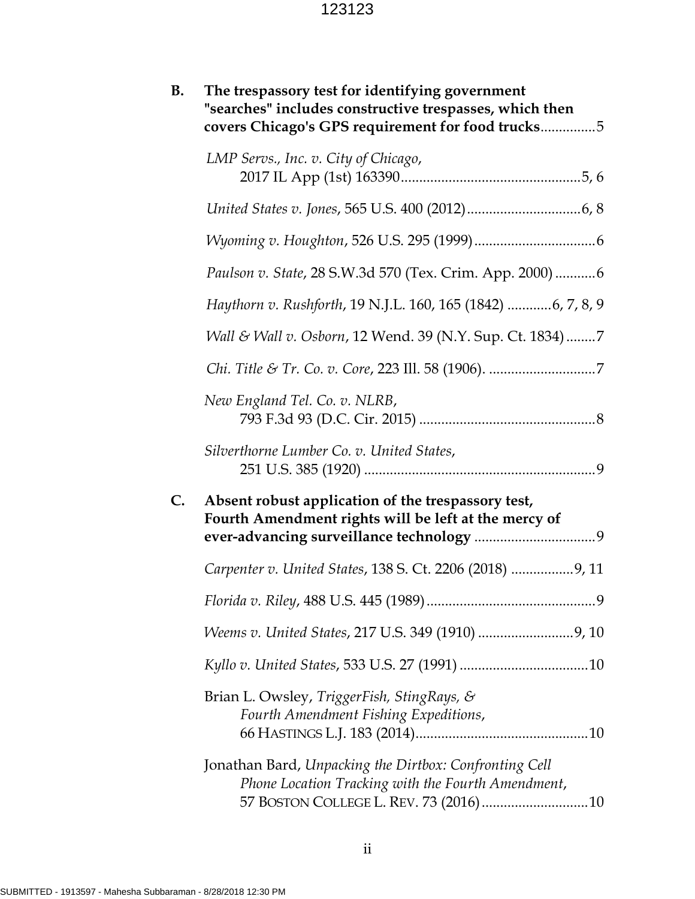**B. The trespassory test for identifying government "searches" includes constructive trespasses, which then covers Chicago's GPS requirement for food trucks**...............5

*LMP Servs., Inc. v. City of Chicago*, 2017 IL App (1st) 163390.................................................5, 6

*United States v. Jones*, 565 U.S. 400 (2012)...............................6, 8

*Wyoming v. Houghton*, 526 U.S. 295 (1999).................................6

*Paulson v. State*, 28 S.W.3d 570 (Tex. Crim. App. 2000)...........6

*Haythorn v. Rushforth*, 19 N.J.L. 160, 165 (1842) ............6, 7, 8, 9

*Wall & Wall v. Osborn*, 12 Wend. 39 (N.Y. Sup. Ct. 1834)........7

*Chi. Title & Tr. Co. v. Core*, 223 Ill. 58 (1906). .............................7

*New England Tel. Co. v. NLRB*, 793 F.3d 93 (D.C. Cir. 2015) ................................................8

*Silverthorne Lumber Co. v. United States*, 251 U.S. 385 (1920) ...............................................................9

**C. Absent robust application of the trespassory test, Fourth Amendment rights will be left at the mercy of ever-advancing surveillance technology** .................................9

*Carpenter v. United States*, 138 S. Ct. 2206 (2018) .................9, 11

*Florida v. Riley*, 488 U.S. 445 (1989)..............................................9

*Weems v. United States*, 217 U.S. 349 (1910) ..........................9, 10

*Kyllo v. United States*, 533 U.S. 27 (1991) ...................................10

Brian L. Owsley, *TriggerFish, StingRays, & Fourth Amendment Fishing Expeditions*, 66 HASTINGS L.J. 183 (2014)...............................................10

Jonathan Bard, *Unpacking the Dirtbox: Confronting Cell Phone Location Tracking with the Fourth Amendment*, 57 BOSTON COLLEGE L. REV. 73 (2016).............................10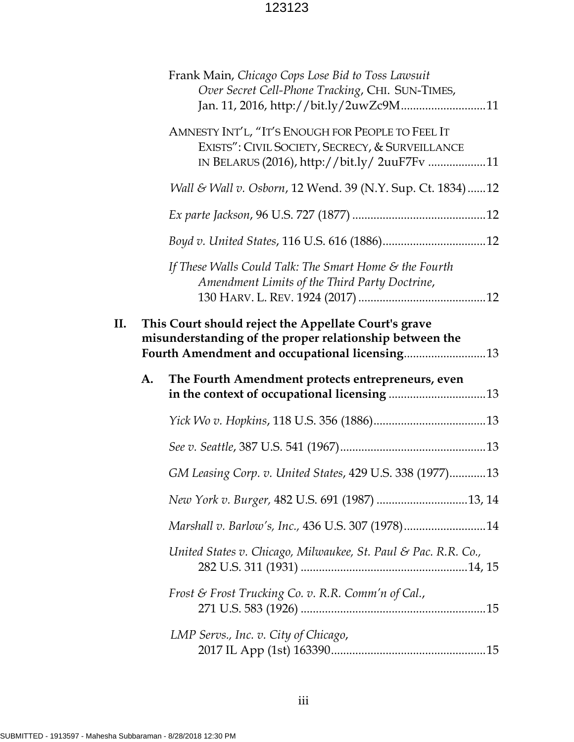Frank Main, *Chicago Cops Lose Bid to Toss Lawsuit Over Secret Cell-Phone Tracking*, CHI. SUN-TIMES, Jan. 11, 2016, http://bit.ly/2uwZc9M............................11

AMNESTY INT'L, "IT'S ENOUGH FOR PEOPLE TO FEEL IT EXISTS": CIVIL SOCIETY, SECRECY, & SURVEILLANCE IN BELARUS (2016), http://bit.ly/ 2uuF7Fv ...................11

*Wall & Wall v. Osborn*, 12 Wend. 39 (N.Y. Sup. Ct. 1834)......12

*Ex parte Jackson*, 96 U.S. 727 (1877) ...........................................12

*Boyd v. United States*, 116 U.S. 616 (1886)..................................12

*If These Walls Could Talk: The Smart Home & the Fourth Amendment Limits of the Third Party Doctrine*, 130 HARV. L. REV. 1924 (2017) ..........................................12

**II. This Court should reject the Appellate Court's grave misunderstanding of the proper relationship between the Fourth Amendment and occupational licensing**...........................13

**A. The Fourth Amendment protects entrepreneurs, even in the context of occupational licensing** ................................13

*Yick Wo v. Hopkins*, 118 U.S. 356 (1886).....................................13

*See v. Seattle*, 387 U.S. 541 (1967)................................................13

*GM Leasing Corp. v. United States*, 429 U.S. 338 (1977)............13

*New York v. Burger,* 482 U.S. 691 (1987) .............................13, 14

*Marshall v. Barlow's, Inc.,* 436 U.S. 307 (1978)...........................14

*United States v. Chicago, Milwaukee, St. Paul & Pac. R.R. Co.,* 282 U.S. 311 (1931) ......................................................14, 15

*Frost & Frost Trucking Co. v. R.R. Comm'n of Cal.*, 271 U.S. 583 (1926) ............................................................15

*LMP Servs., Inc. v. City of Chicago*, 2017 IL App (1st) 163390..................................................15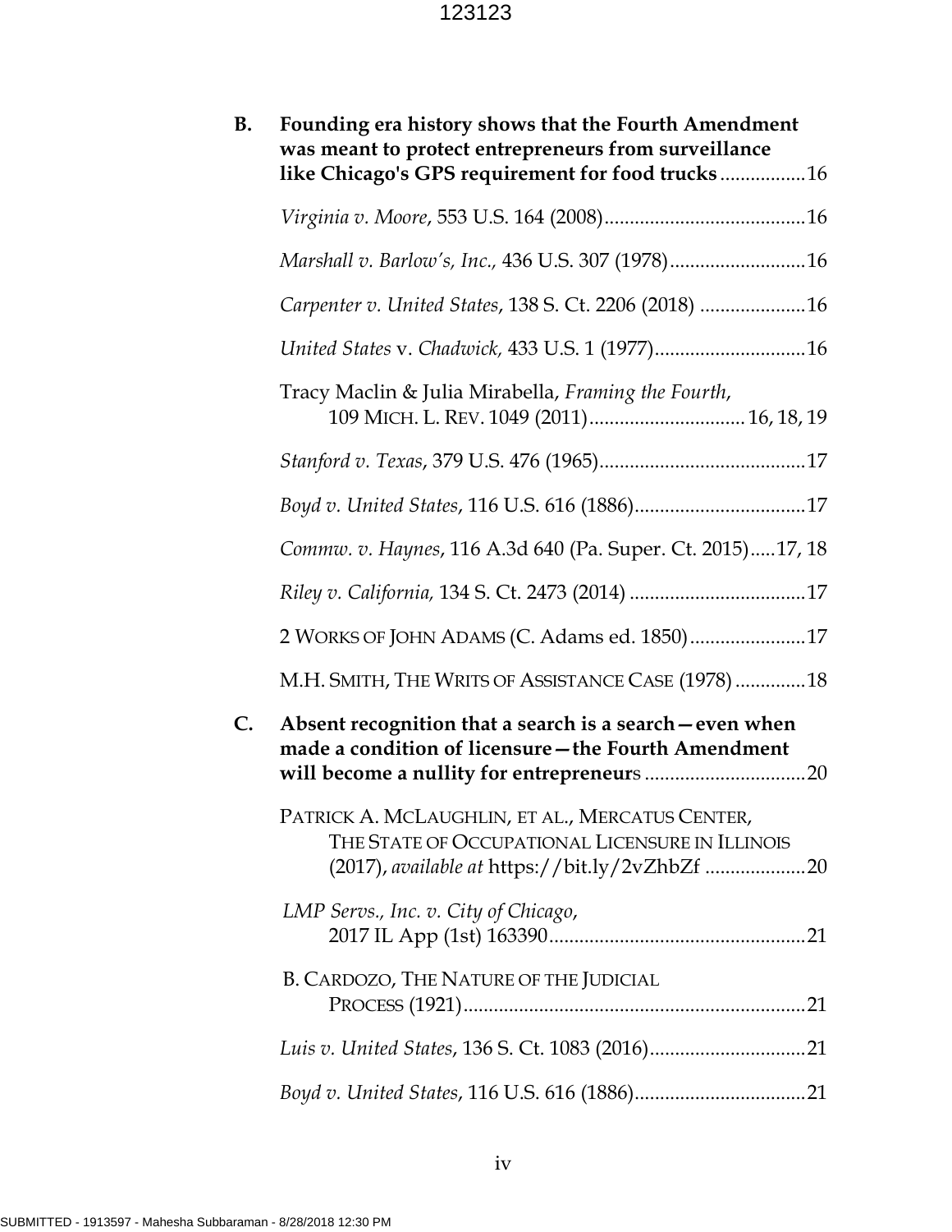**B. Founding era history shows that the Fourth Amendment was meant to protect entrepreneurs from surveillance like Chicago's GPS requirement for food trucks** ................16

*Virginia v. Moore*, 553 U.S. 164 (2008)........................................16

*Marshall v. Barlow's, Inc.,* 436 U.S. 307 (1978)...........................16

*Carpenter v. United States*, 138 S. Ct. 2206 (2018) .....................16

*United States* v. *Chadwick,* 433 U.S. 1 (1977)..............................16

Tracy Maclin & Julia Mirabella, *Framing the Fourth*, 109 MICH. L. REV. 1049 (2011)............................... 16, 18, 19

*Stanford v. Texas*, 379 U.S. 476 (1965).........................................17

*Boyd v. United States*, 116 U.S. 616 (1886)..................................17

*Commw. v. Haynes*, 116 A.3d 640 (Pa. Super. Ct. 2015).....17, 18

*Riley v. California,* 134 S. Ct. 2473 (2014) ...................................17

2 WORKS OF JOHN ADAMS (C. Adams ed. 1850).......................17

M.H. SMITH, THE WRITS OF ASSISTANCE CASE (1978) ..............18

**C. Absent recognition that a search is a search—even when made a condition of licensure—the Fourth Amendment will become a nullity for entrepreneur**s ................................20

PATRICK A. MCLAUGHLIN, ET AL., MERCATUS CENTER, THE STATE OF OCCUPATIONAL LICENSURE IN ILLINOIS (2017), *available at* https://bit.ly/2vZhbZf ....................20

*LMP Servs., Inc. v. City of Chicago*, 2017 IL App (1st) 163390...................................................21

B. CARDOZO, THE NATURE OF THE JUDICIAL PROCESS (1921)....................................................................21

*Luis v. United States*, 136 S. Ct. 1083 (2016)...............................21

*Boyd v. United States*, 116 U.S. 616 (1886)..................................21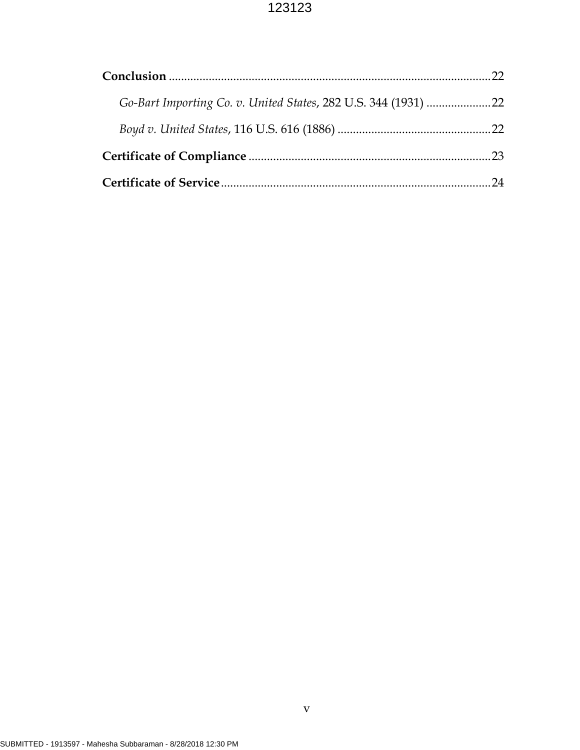**Conclusion** ........................................................................................................22

*Go-Bart Importing Co. v. United States*, 282 U.S. 344 (1931) .....................22

*Boyd v. United States*, 116 U.S. 616 (1886) ..................................................22

**Certificate of Compliance** ..............................................................................23

**Certificate of Service** ........................................................................................24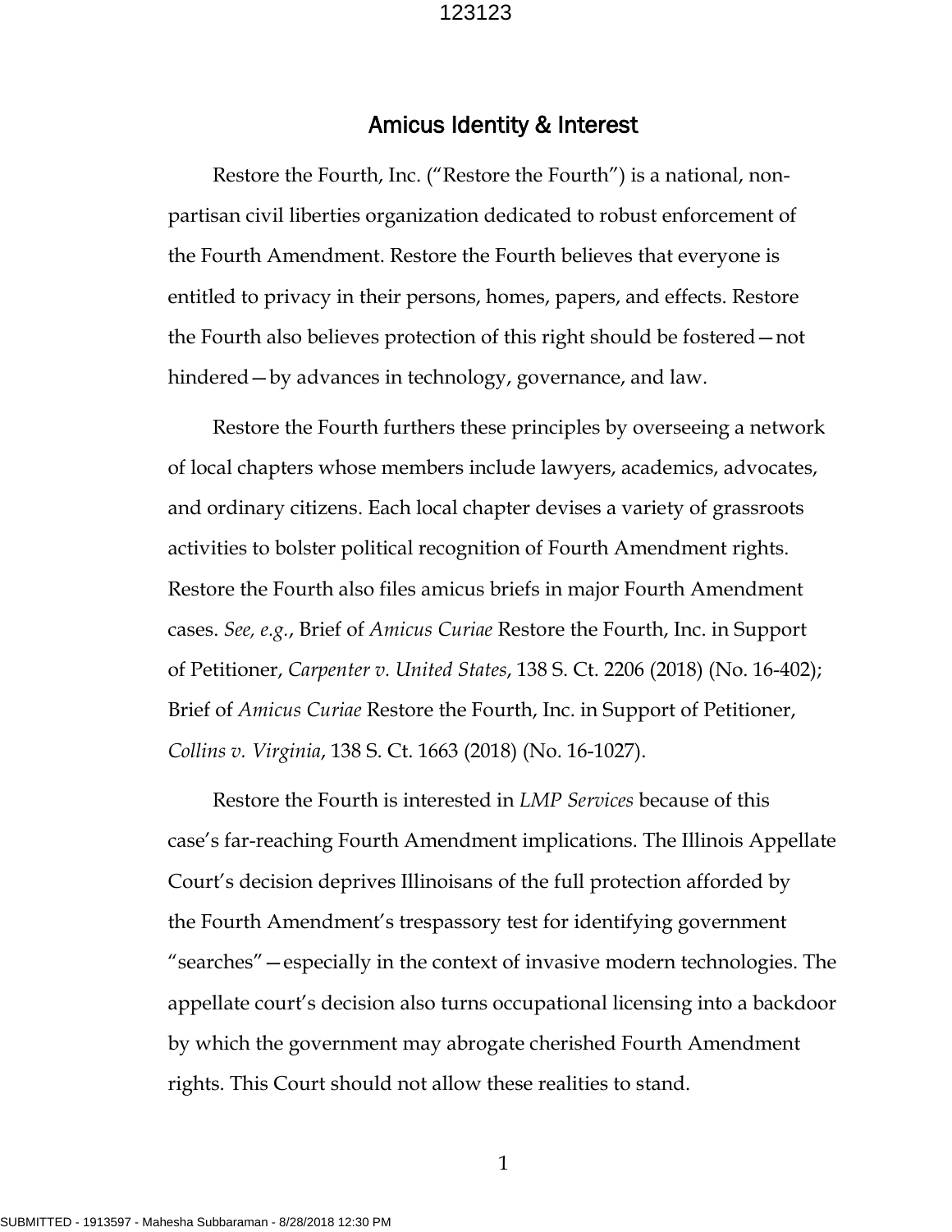## Amicus Identity & Interest

Restore the Fourth, Inc. ("Restore the Fourth") is a national, non-partisan civil liberties organization dedicated to robust enforcement of the Fourth Amendment. Restore the Fourth believes that everyone is entitled to privacy in their persons, homes, papers, and effects. Restore the Fourth also believes protection of this right should be fostered—not hindered—by advances in technology, governance, and law.

Restore the Fourth furthers these principles by overseeing a network of local chapters whose members include lawyers, academics, advocates, and ordinary citizens. Each local chapter devises a variety of grassroots activities to bolster political recognition of Fourth Amendment rights. Restore the Fourth also files amicus briefs in major Fourth Amendment cases. *See, e.g.*, Brief of *Amicus Curiae* Restore the Fourth, Inc. in Support of Petitioner, *Carpenter v. United States*, 138 S. Ct. 2206 (2018) (No. 16-402); Brief of *Amicus Curiae* Restore the Fourth, Inc. in Support of Petitioner, *Collins v. Virginia*, 138 S. Ct. 1663 (2018) (No. 16-1027).

Restore the Fourth is interested in *LMP Services* because of this case's far-reaching Fourth Amendment implications. The Illinois Appellate Court's decision deprives Illinoisans of the full protection afforded by the Fourth Amendment's trespassory test for identifying government "searches"—especially in the context of invasive modern technologies. The appellate court's decision also turns occupational licensing into a backdoor by which the government may abrogate cherished Fourth Amendment rights. This Court should not allow these realities to stand.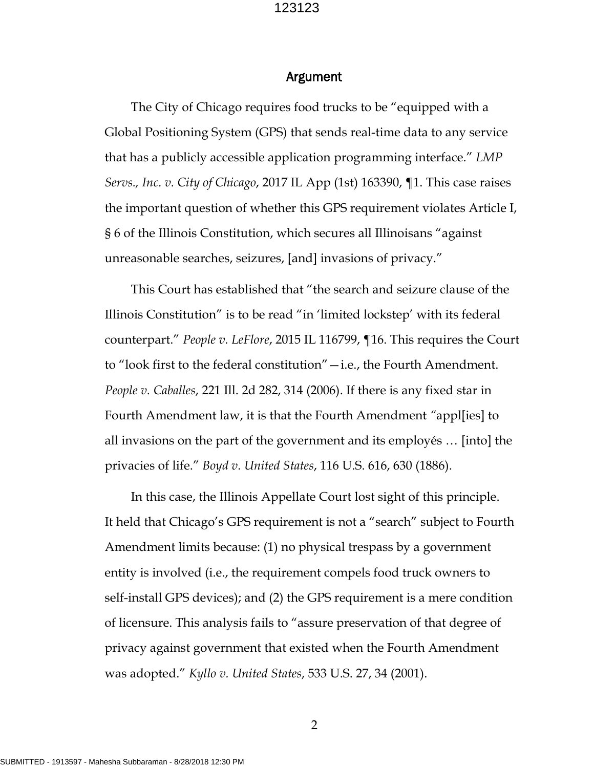## Argument

The City of Chicago requires food trucks to be "equipped with a Global Positioning System (GPS) that sends real-time data to any service that has a publicly accessible application programming interface." *LMP Servs., Inc. v. City of Chicago*, 2017 IL App (1st) 163390, ¶1. This case raises the important question of whether this GPS requirement violates Article I, § 6 of the Illinois Constitution, which secures all Illinoisans "against unreasonable searches, seizures, [and] invasions of privacy."

This Court has established that "the search and seizure clause of the Illinois Constitution" is to be read "in 'limited lockstep' with its federal counterpart." *People v. LeFlore*, 2015 IL 116799, ¶16. This requires the Court to "look first to the federal constitution"—i.e., the Fourth Amendment. *People v. Caballes*, 221 Ill. 2d 282, 314 (2006). If there is any fixed star in Fourth Amendment law, it is that the Fourth Amendment "appl[ies] to all invasions on the part of the government and its employés … [into] the privacies of life." *Boyd v. United States*, 116 U.S. 616, 630 (1886).

In this case, the Illinois Appellate Court lost sight of this principle. It held that Chicago's GPS requirement is not a "search" subject to Fourth Amendment limits because: (1) no physical trespass by a government entity is involved (i.e., the requirement compels food truck owners to self-install GPS devices); and (2) the GPS requirement is a mere condition of licensure. This analysis fails to "assure preservation of that degree of privacy against government that existed when the Fourth Amendment was adopted." *Kyllo v. United States*, 533 U.S. 27, 34 (2001).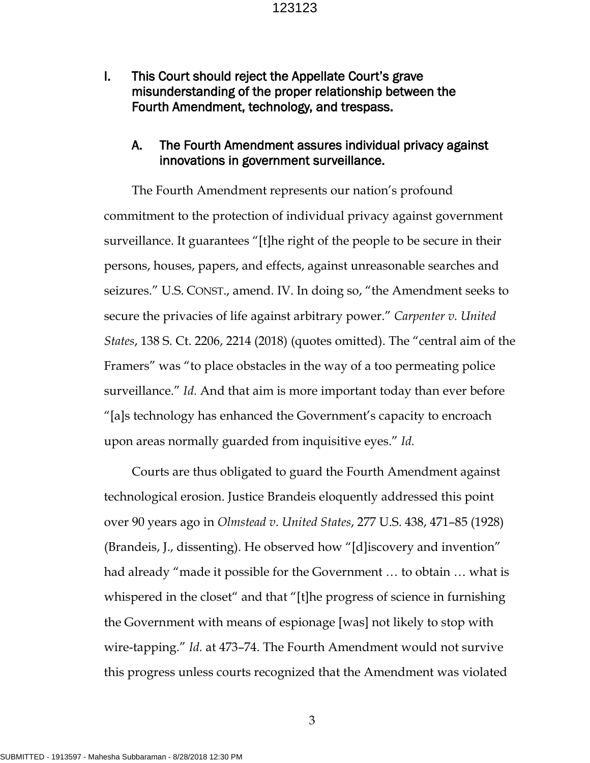## I. This Court should reject the Appellate Court's grave misunderstanding of the proper relationship between the Fourth Amendment, technology, and trespass.

### A. The Fourth Amendment assures individual privacy against innovations in government surveillance.

The Fourth Amendment represents our nation's profound commitment to the protection of individual privacy against government surveillance. It guarantees "[t]he right of the people to be secure in their persons, houses, papers, and effects, against unreasonable searches and seizures." U.S. CONST., amend. IV. In doing so, "the Amendment seeks to secure the privacies of life against arbitrary power." *Carpenter v. United States*, 138 S. Ct. 2206, 2214 (2018) (quotes omitted). The "central aim of the Framers" was "to place obstacles in the way of a too permeating police surveillance." *Id.* And that aim is more important today than ever before "[a]s technology has enhanced the Government's capacity to encroach upon areas normally guarded from inquisitive eyes." *Id.*

Courts are thus obligated to guard the Fourth Amendment against technological erosion. Justice Brandeis eloquently addressed this point over 90 years ago in *Olmstead v. United States*, 277 U.S. 438, 471–85 (1928) (Brandeis, J., dissenting). He observed how "[d]iscovery and invention" had already "made it possible for the Government … to obtain … what is whispered in the closet" and that "[t]he progress of science in furnishing the Government with means of espionage [was] not likely to stop with wire-tapping." *Id.* at 473–74. The Fourth Amendment would not survive this progress unless courts recognized that the Amendment was violated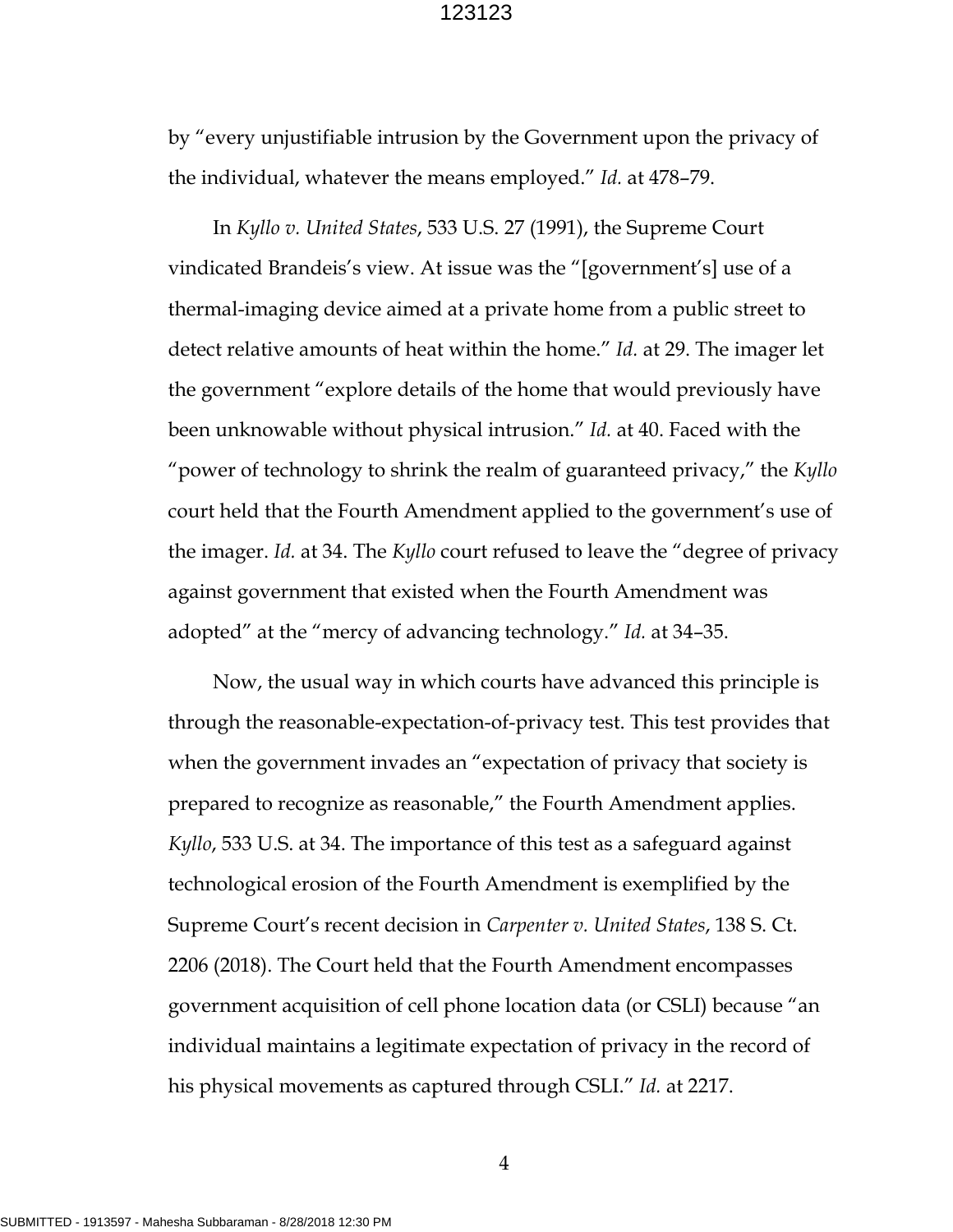by "every unjustifiable intrusion by the Government upon the privacy of the individual, whatever the means employed." *Id.* at 478–79.

In *Kyllo v. United States*, 533 U.S. 27 (1991), the Supreme Court vindicated Brandeis's view. At issue was the "[government's] use of a thermal-imaging device aimed at a private home from a public street to detect relative amounts of heat within the home." *Id.* at 29. The imager let the government "explore details of the home that would previously have been unknowable without physical intrusion." *Id.* at 40. Faced with the "power of technology to shrink the realm of guaranteed privacy," the *Kyllo* court held that the Fourth Amendment applied to the government's use of the imager. *Id.* at 34. The *Kyllo* court refused to leave the "degree of privacy against government that existed when the Fourth Amendment was adopted" at the "mercy of advancing technology." *Id.* at 34–35.

Now, the usual way in which courts have advanced this principle is through the reasonable-expectation-of-privacy test. This test provides that when the government invades an "expectation of privacy that society is prepared to recognize as reasonable," the Fourth Amendment applies. *Kyllo*, 533 U.S. at 34. The importance of this test as a safeguard against technological erosion of the Fourth Amendment is exemplified by the Supreme Court's recent decision in *Carpenter v. United States*, 138 S. Ct. 2206 (2018). The Court held that the Fourth Amendment encompasses government acquisition of cell phone location data (or CSLI) because "an individual maintains a legitimate expectation of privacy in the record of his physical movements as captured through CSLI." *Id.* at 2217.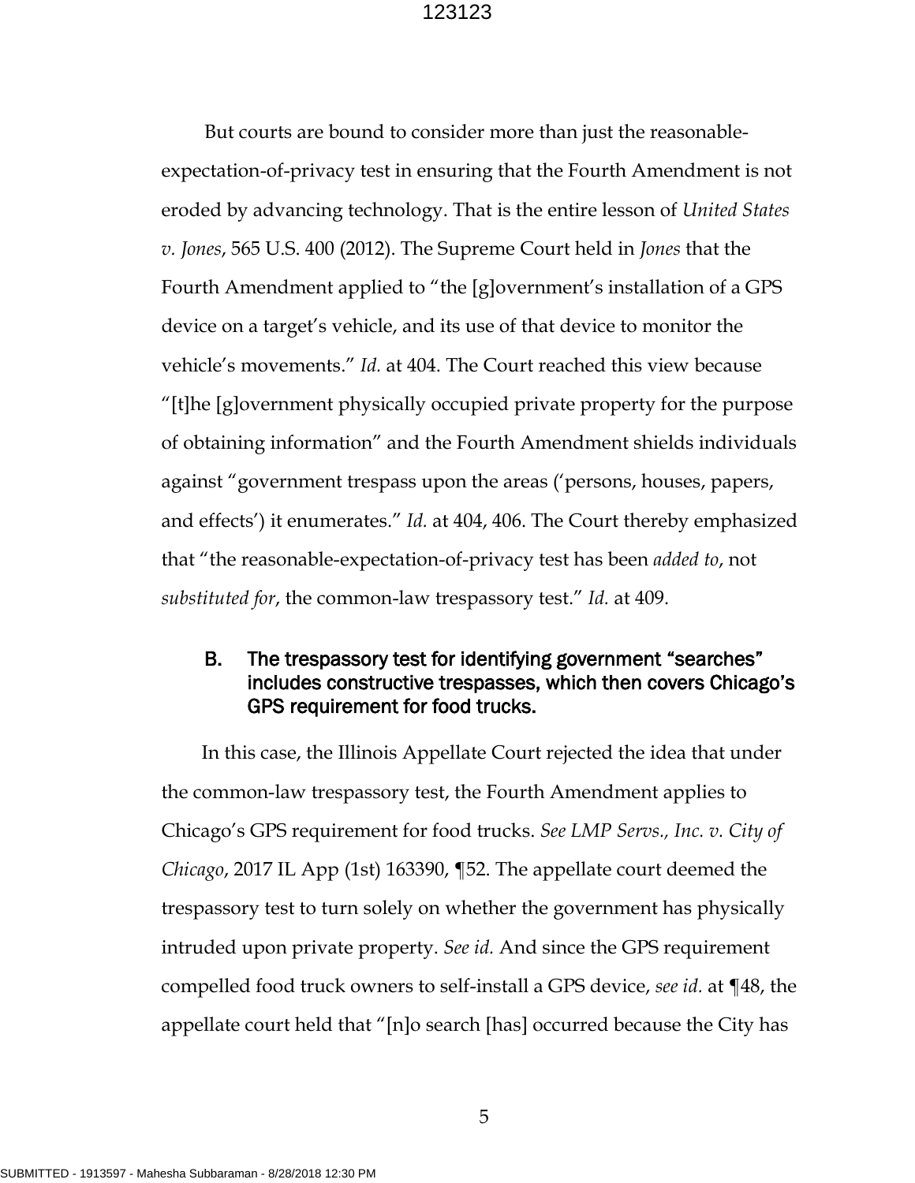But courts are bound to consider more than just the reasonable-expectation-of-privacy test in ensuring that the Fourth Amendment is not eroded by advancing technology. That is the entire lesson of *United States v. Jones*, 565 U.S. 400 (2012). The Supreme Court held in *Jones* that the Fourth Amendment applied to "the [g]overnment's installation of a GPS device on a target's vehicle, and its use of that device to monitor the vehicle's movements." *Id.* at 404. The Court reached this view because "[t]he [g]overnment physically occupied private property for the purpose of obtaining information" and the Fourth Amendment shields individuals against "government trespass upon the areas ('persons, houses, papers, and effects') it enumerates." *Id.* at 404, 406. The Court thereby emphasized that "the reasonable-expectation-of-privacy test has been *added to*, not *substituted for*, the common-law trespassory test." *Id.* at 409.

### B. The trespassory test for identifying government "searches" includes constructive trespasses, which then covers Chicago's GPS requirement for food trucks.

In this case, the Illinois Appellate Court rejected the idea that under the common-law trespassory test, the Fourth Amendment applies to Chicago's GPS requirement for food trucks. *See LMP Servs., Inc. v. City of Chicago*, 2017 IL App (1st) 163390, ¶52. The appellate court deemed the trespassory test to turn solely on whether the government has physically intruded upon private property. *See id.* And since the GPS requirement compelled food truck owners to self-install a GPS device, *see id.* at ¶48, the appellate court held that "[n]o search [has] occurred because the City has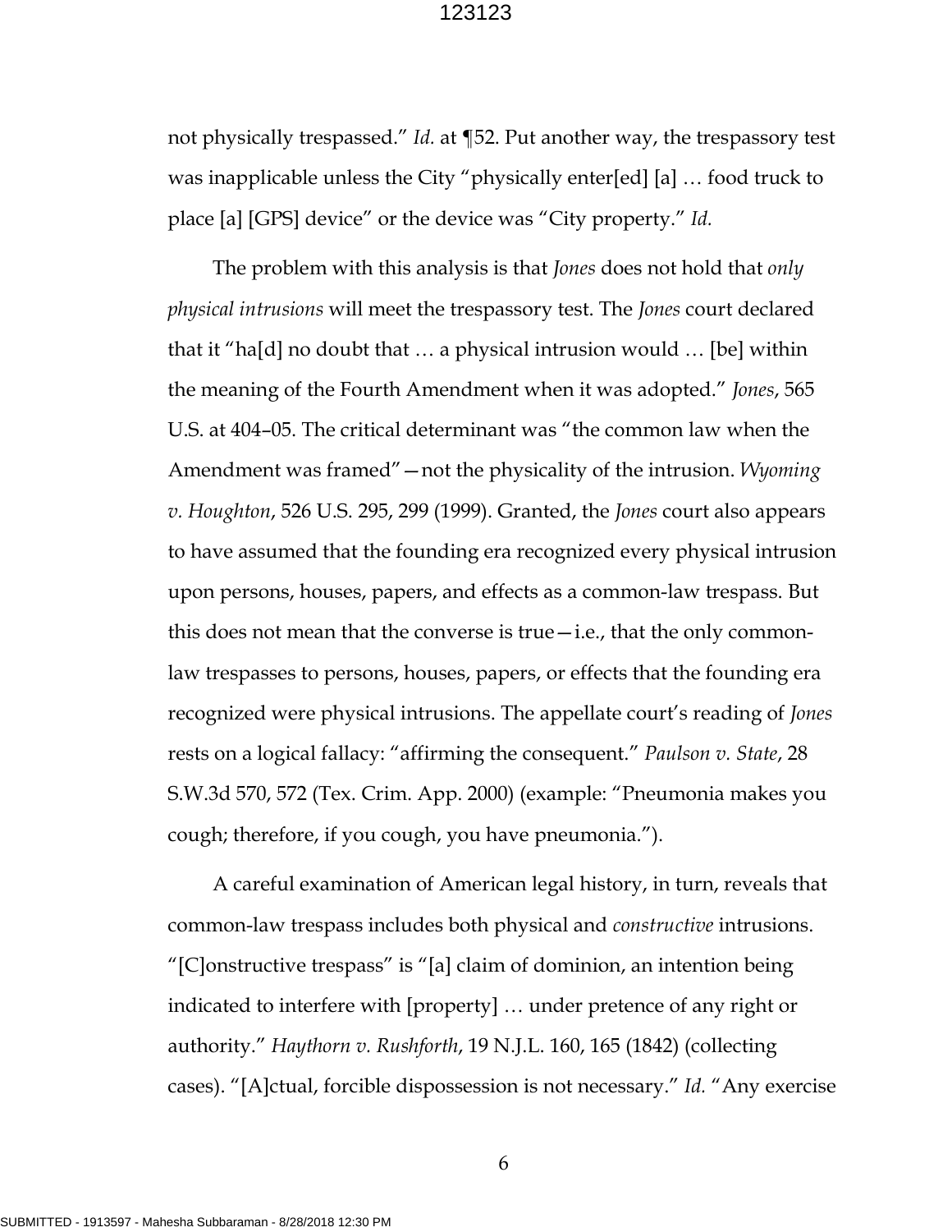not physically trespassed." *Id.* at ¶52. Put another way, the trespassory test was inapplicable unless the City "physically enter[ed] [a] … food truck to place [a] [GPS] device" or the device was "City property." *Id.*

The problem with this analysis is that *Jones* does not hold that *only physical intrusions* will meet the trespassory test. The *Jones* court declared that it "ha[d] no doubt that … a physical intrusion would … [be] within the meaning of the Fourth Amendment when it was adopted." *Jones*, 565 U.S. at 404–05. The critical determinant was "the common law when the Amendment was framed"—not the physicality of the intrusion. *Wyoming v. Houghton*, 526 U.S. 295, 299 (1999). Granted, the *Jones* court also appears to have assumed that the founding era recognized every physical intrusion upon persons, houses, papers, and effects as a common-law trespass. But this does not mean that the converse is true—i.e., that the only common-law trespasses to persons, houses, papers, or effects that the founding era recognized were physical intrusions. The appellate court's reading of *Jones* rests on a logical fallacy: "affirming the consequent." *Paulson v. State*, 28 S.W.3d 570, 572 (Tex. Crim. App. 2000) (example: "Pneumonia makes you cough; therefore, if you cough, you have pneumonia.").

A careful examination of American legal history, in turn, reveals that common-law trespass includes both physical and *constructive* intrusions. "[C]onstructive trespass" is "[a] claim of dominion, an intention being indicated to interfere with [property] … under pretence of any right or authority." *Haythorn v. Rushforth*, 19 N.J.L. 160, 165 (1842) (collecting cases). "[A]ctual, forcible dispossession is not necessary." *Id.* "Any exercise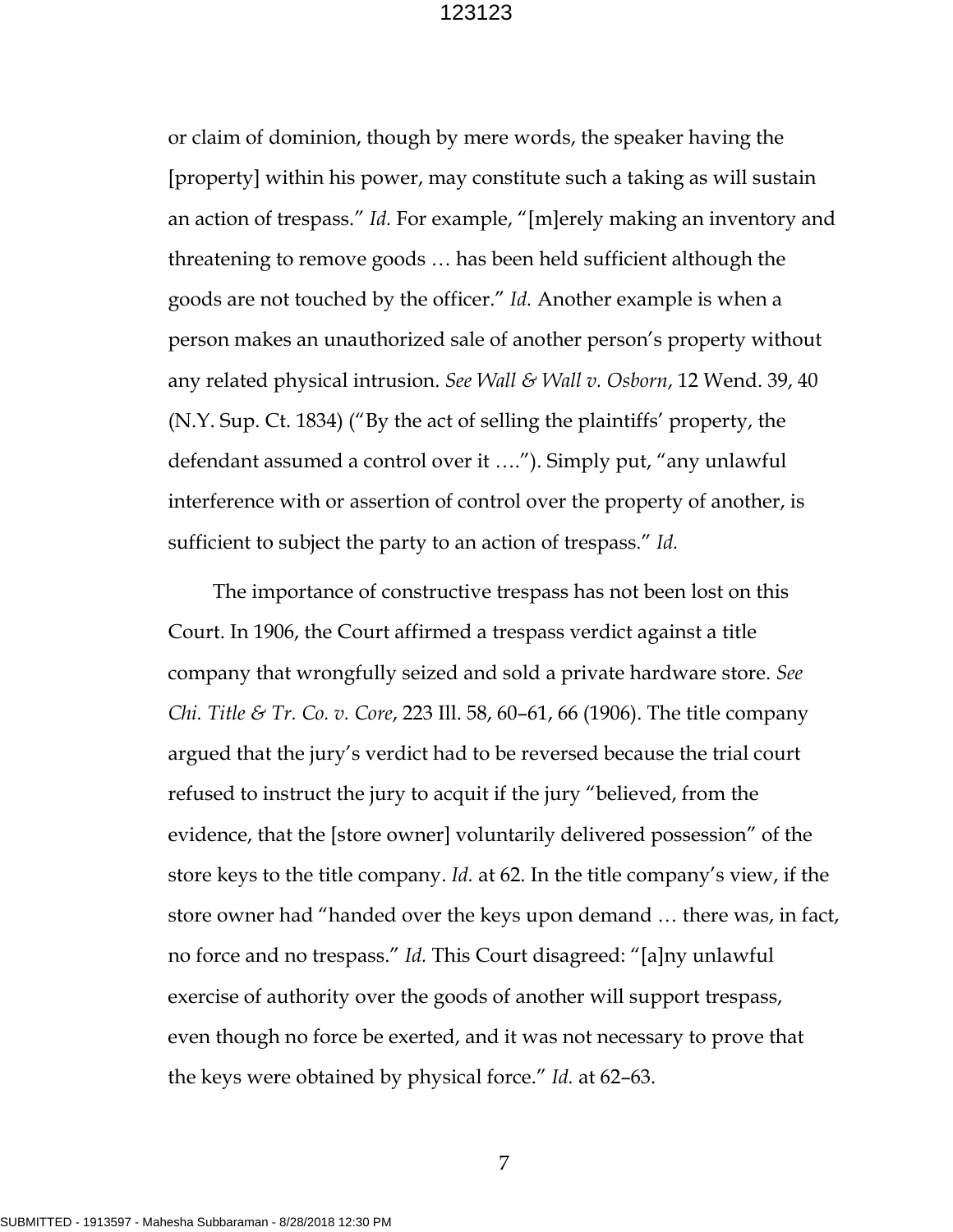or claim of dominion, though by mere words, the speaker having the [property] within his power, may constitute such a taking as will sustain an action of trespass." *Id.* For example, "[m]erely making an inventory and threatening to remove goods … has been held sufficient although the goods are not touched by the officer." *Id.* Another example is when a person makes an unauthorized sale of another person's property without any related physical intrusion. *See Wall & Wall v. Osborn*, 12 Wend. 39, 40 (N.Y. Sup. Ct. 1834) ("By the act of selling the plaintiffs' property, the defendant assumed a control over it …."). Simply put, "any unlawful interference with or assertion of control over the property of another, is sufficient to subject the party to an action of trespass." *Id.*

The importance of constructive trespass has not been lost on this Court. In 1906, the Court affirmed a trespass verdict against a title company that wrongfully seized and sold a private hardware store. *See Chi. Title & Tr. Co. v. Core*, 223 Ill. 58, 60–61, 66 (1906). The title company argued that the jury's verdict had to be reversed because the trial court refused to instruct the jury to acquit if the jury "believed, from the evidence, that the [store owner] voluntarily delivered possession" of the store keys to the title company. *Id.* at 62. In the title company's view, if the store owner had "handed over the keys upon demand … there was, in fact, no force and no trespass." *Id.* This Court disagreed: "[a]ny unlawful exercise of authority over the goods of another will support trespass, even though no force be exerted, and it was not necessary to prove that the keys were obtained by physical force." *Id.* at 62–63.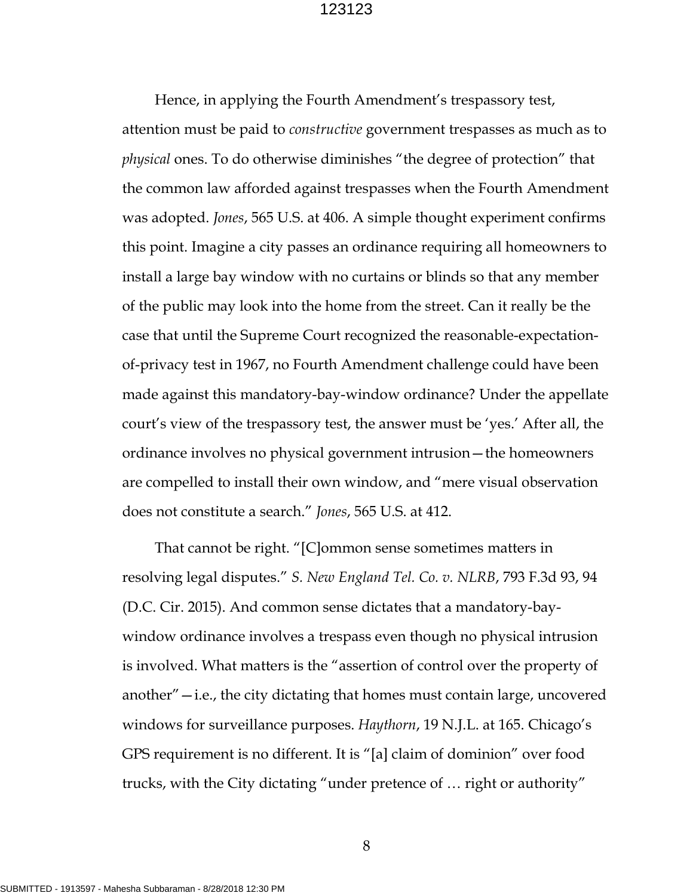Hence, in applying the Fourth Amendment's trespassory test, attention must be paid to *constructive* government trespasses as much as to *physical* ones. To do otherwise diminishes "the degree of protection" that the common law afforded against trespasses when the Fourth Amendment was adopted. *Jones*, 565 U.S. at 406. A simple thought experiment confirms this point. Imagine a city passes an ordinance requiring all homeowners to install a large bay window with no curtains or blinds so that any member of the public may look into the home from the street. Can it really be the case that until the Supreme Court recognized the reasonable-expectation-of-privacy test in 1967, no Fourth Amendment challenge could have been made against this mandatory-bay-window ordinance? Under the appellate court's view of the trespassory test, the answer must be 'yes.' After all, the ordinance involves no physical government intrusion—the homeowners are compelled to install their own window, and "mere visual observation does not constitute a search." *Jones*, 565 U.S. at 412.

That cannot be right. "[C]ommon sense sometimes matters in resolving legal disputes." *S. New England Tel. Co. v. NLRB*, 793 F.3d 93, 94 (D.C. Cir. 2015). And common sense dictates that a mandatory-bay-window ordinance involves a trespass even though no physical intrusion is involved. What matters is the "assertion of control over the property of another"—i.e., the city dictating that homes must contain large, uncovered windows for surveillance purposes. *Haythorn*, 19 N.J.L. at 165. Chicago's GPS requirement is no different. It is "[a] claim of dominion" over food trucks, with the City dictating "under pretence of … right or authority"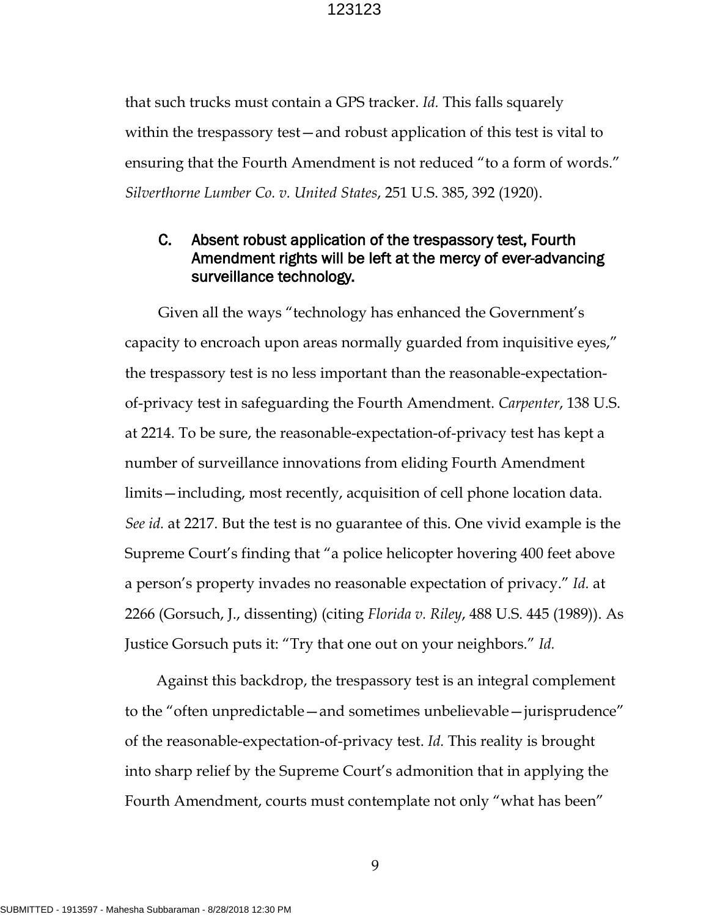that such trucks must contain a GPS tracker. *Id.* This falls squarely within the trespassory test—and robust application of this test is vital to ensuring that the Fourth Amendment is not reduced "to a form of words." *Silverthorne Lumber Co. v. United States*, 251 U.S. 385, 392 (1920).

### C. Absent robust application of the trespassory test, Fourth Amendment rights will be left at the mercy of ever-advancing surveillance technology.

Given all the ways "technology has enhanced the Government's capacity to encroach upon areas normally guarded from inquisitive eyes," the trespassory test is no less important than the reasonable-expectation-of-privacy test in safeguarding the Fourth Amendment. *Carpenter*, 138 U.S. at 2214. To be sure, the reasonable-expectation-of-privacy test has kept a number of surveillance innovations from eliding Fourth Amendment limits—including, most recently, acquisition of cell phone location data. *See id.* at 2217. But the test is no guarantee of this. One vivid example is the Supreme Court's finding that "a police helicopter hovering 400 feet above a person's property invades no reasonable expectation of privacy." *Id.* at 2266 (Gorsuch, J., dissenting) (citing *Florida v. Riley*, 488 U.S. 445 (1989)). As Justice Gorsuch puts it: "Try that one out on your neighbors." *Id.*

Against this backdrop, the trespassory test is an integral complement to the "often unpredictable—and sometimes unbelievable—jurisprudence" of the reasonable-expectation-of-privacy test. *Id.* This reality is brought into sharp relief by the Supreme Court's admonition that in applying the Fourth Amendment, courts must contemplate not only "what has been"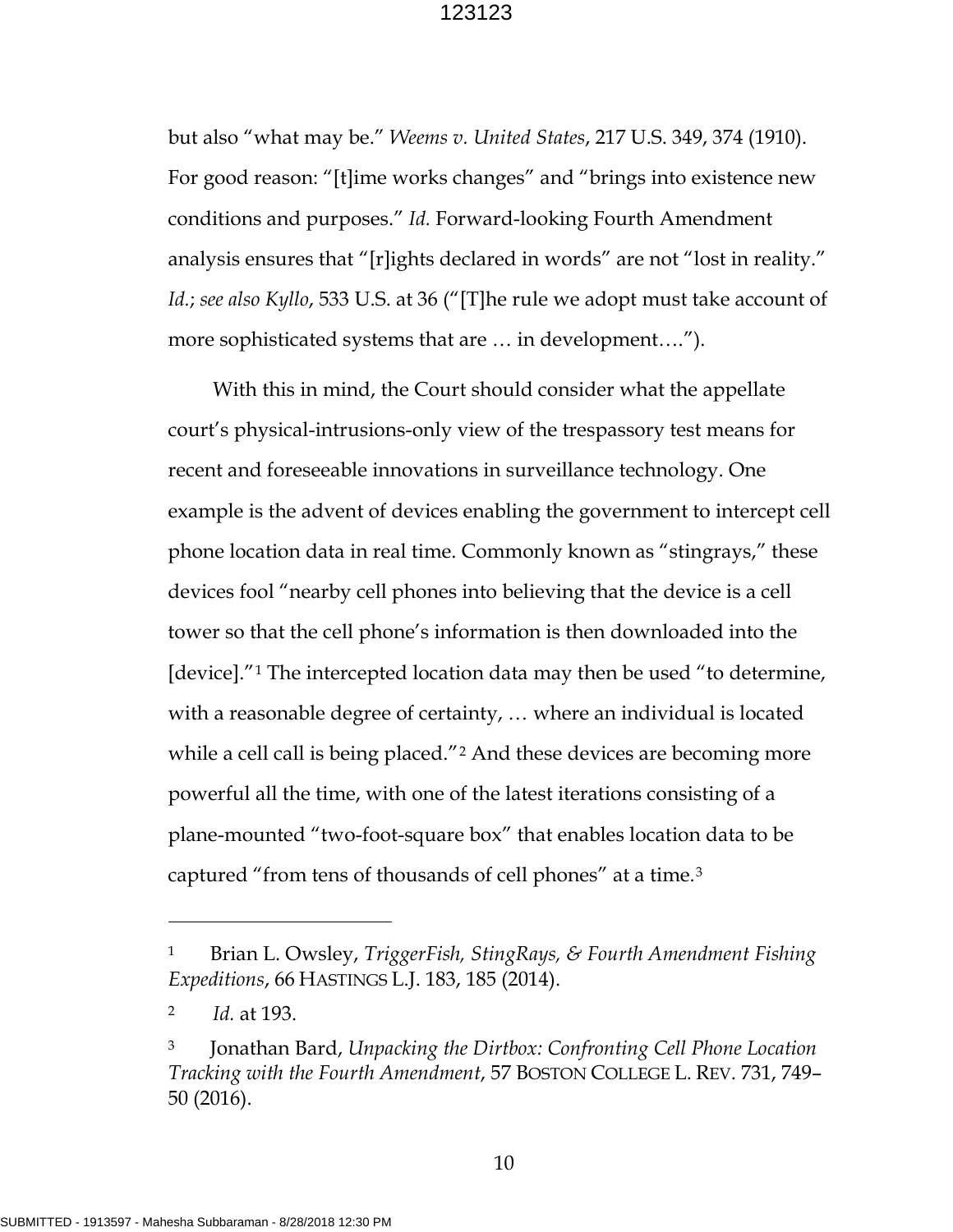but also "what may be." *Weems v. United States*, 217 U.S. 349, 374 (1910). For good reason: "[t]ime works changes" and "brings into existence new conditions and purposes." *Id.* Forward-looking Fourth Amendment analysis ensures that "[r]ights declared in words" are not "lost in reality." *Id.*; *see also Kyllo*, 533 U.S. at 36 ("[T]he rule we adopt must take account of more sophisticated systems that are … in development….").

With this in mind, the Court should consider what the appellate court's physical-intrusions-only view of the trespassory test means for recent and foreseeable innovations in surveillance technology. One example is the advent of devices enabling the government to intercept cell phone location data in real time. Commonly known as "stingrays," these devices fool "nearby cell phones into believing that the device is a cell tower so that the cell phone's information is then downloaded into the [device]."[1] The intercepted location data may then be used "to determine, with a reasonable degree of certainty, … where an individual is located while a cell call is being placed."[2] And these devices are becoming more powerful all the time, with one of the latest iterations consisting of a plane-mounted "two-foot-square box" that enables location data to be captured "from tens of thousands of cell phones" at a time.[3]

---

[1] Brian L. Owsley, *TriggerFish, StingRays, & Fourth Amendment Fishing Expeditions*, 66 HASTINGS L.J. 183, 185 (2014).

[2] *Id.* at 193.

[3] Jonathan Bard, *Unpacking the Dirtbox: Confronting Cell Phone Location Tracking with the Fourth Amendment*, 57 BOSTON COLLEGE L. REV. 731, 749–50 (2016).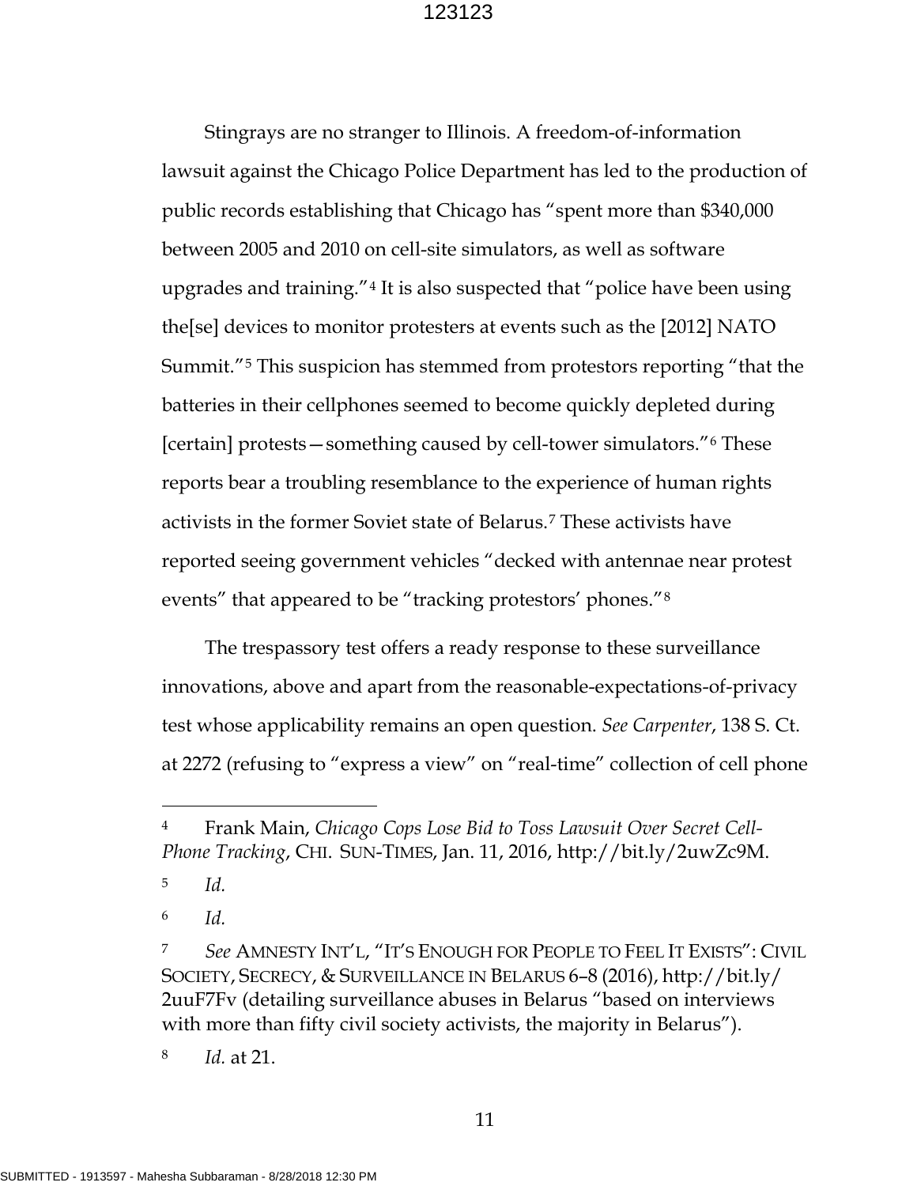Stingrays are no stranger to Illinois. A freedom-of-information lawsuit against the Chicago Police Department has led to the production of public records establishing that Chicago has "spent more than $340,000 between 2005 and 2010 on cell-site simulators, as well as software upgrades and training."[4] It is also suspected that "police have been using the[se] devices to monitor protesters at events such as the [2012] NATO Summit."[5] This suspicion has stemmed from protestors reporting "that the batteries in their cellphones seemed to become quickly depleted during [certain] protests—something caused by cell-tower simulators."[6] These reports bear a troubling resemblance to the experience of human rights activists in the former Soviet state of Belarus.[7] These activists have reported seeing government vehicles "decked with antennae near protest events" that appeared to be "tracking protestors' phones."[8]

The trespassory test offers a ready response to these surveillance innovations, above and apart from the reasonable-expectations-of-privacy test whose applicability remains an open question. *See Carpenter*, 138 S. Ct. at 2272 (refusing to "express a view" on "real-time" collection of cell phone

---

[4] Frank Main, *Chicago Cops Lose Bid to Toss Lawsuit Over Secret Cell-Phone Tracking*, CHI. SUN-TIMES, Jan. 11, 2016, http://bit.ly/2uwZc9M.

[5] *Id.*

[6] *Id.*

[7] *See* AMNESTY INT'L, "IT'S ENOUGH FOR PEOPLE TO FEEL IT EXISTS": CIVIL SOCIETY, SECRECY, & SURVEILLANCE IN BELARUS 6–8 (2016), http://bit.ly/2uuF7Fv (detailing surveillance abuses in Belarus "based on interviews with more than fifty civil society activists, the majority in Belarus").

[8] *Id.* at 21.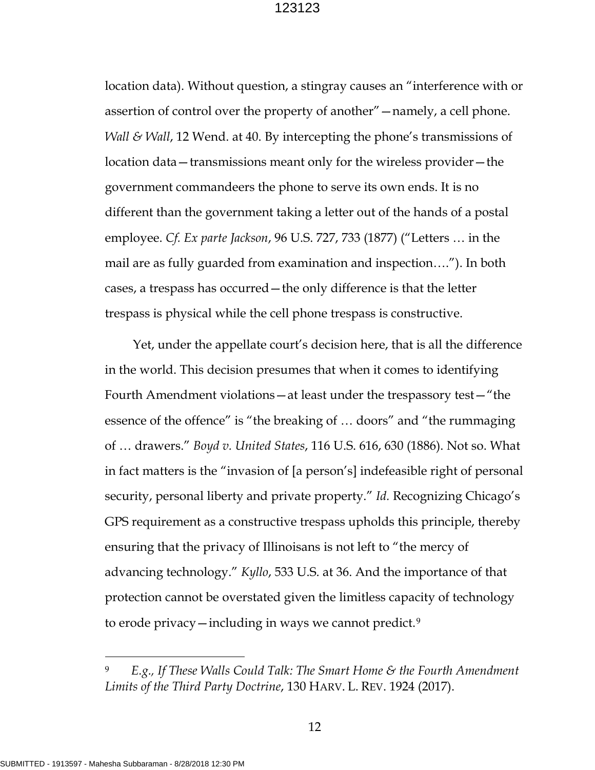location data). Without question, a stingray causes an "interference with or assertion of control over the property of another"—namely, a cell phone. *Wall & Wall*, 12 Wend. at 40. By intercepting the phone's transmissions of location data—transmissions meant only for the wireless provider—the government commandeers the phone to serve its own ends. It is no different than the government taking a letter out of the hands of a postal employee. *Cf. Ex parte Jackson*, 96 U.S. 727, 733 (1877) ("Letters … in the mail are as fully guarded from examination and inspection…."). In both cases, a trespass has occurred—the only difference is that the letter trespass is physical while the cell phone trespass is constructive.

Yet, under the appellate court's decision here, that is all the difference in the world. This decision presumes that when it comes to identifying Fourth Amendment violations—at least under the trespassory test—"the essence of the offence" is "the breaking of … doors" and "the rummaging of … drawers." *Boyd v. United States*, 116 U.S. 616, 630 (1886). Not so. What in fact matters is the "invasion of [a person's] indefeasible right of personal security, personal liberty and private property." *Id.* Recognizing Chicago's GPS requirement as a constructive trespass upholds this principle, thereby ensuring that the privacy of Illinoisans is not left to "the mercy of advancing technology." *Kyllo*, 533 U.S. at 36. And the importance of that protection cannot be overstated given the limitless capacity of technology to erode privacy—including in ways we cannot predict.[9]

---

[9] *E.g., If These Walls Could Talk: The Smart Home & the Fourth Amendment Limits of the Third Party Doctrine*, 130 HARV. L. REV. 1924 (2017).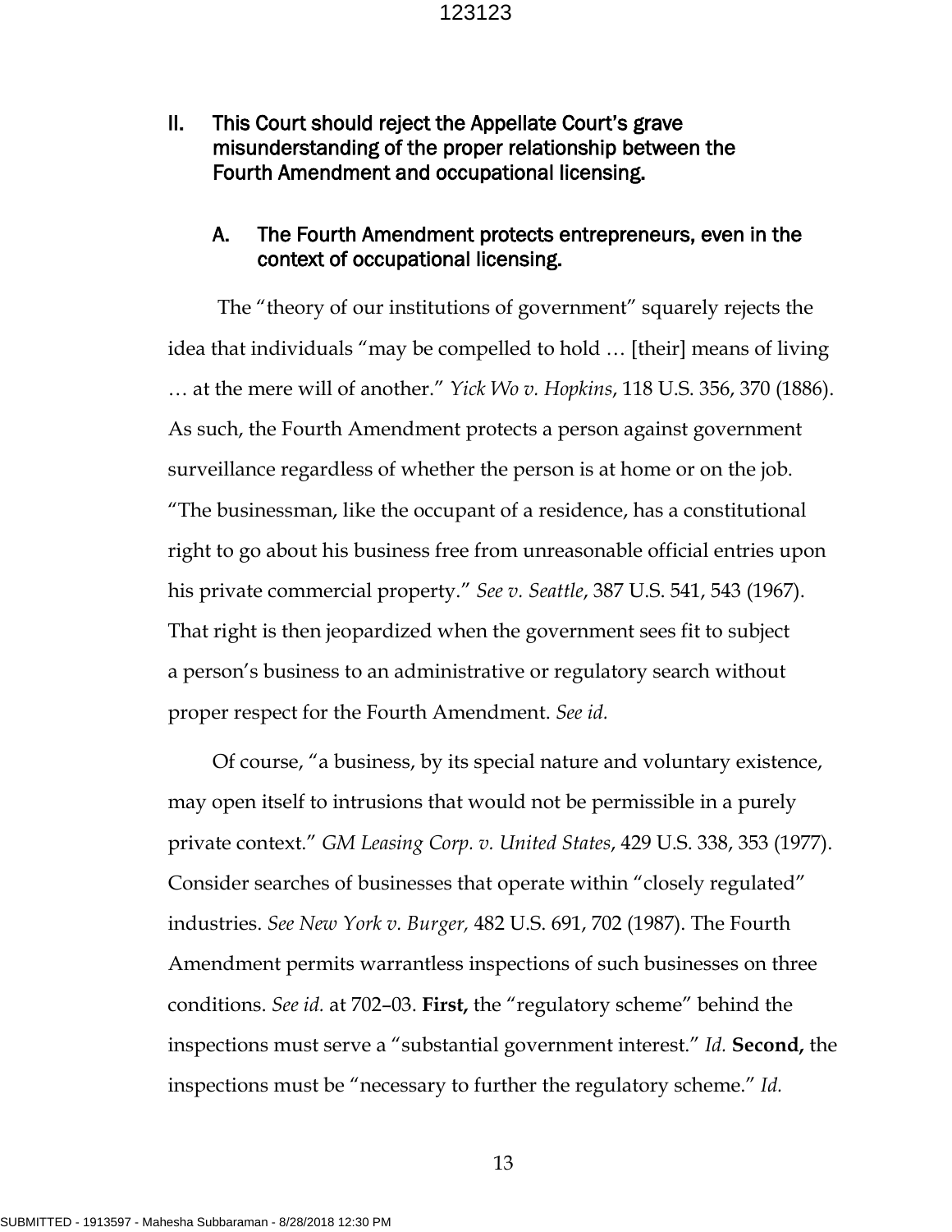## II. This Court should reject the Appellate Court's grave misunderstanding of the proper relationship between the Fourth Amendment and occupational licensing.

### A. The Fourth Amendment protects entrepreneurs, even in the context of occupational licensing.

The "theory of our institutions of government" squarely rejects the idea that individuals "may be compelled to hold … [their] means of living … at the mere will of another." *Yick Wo v. Hopkins*, 118 U.S. 356, 370 (1886). As such, the Fourth Amendment protects a person against government surveillance regardless of whether the person is at home or on the job. "The businessman, like the occupant of a residence, has a constitutional right to go about his business free from unreasonable official entries upon his private commercial property." *See v. Seattle*, 387 U.S. 541, 543 (1967). That right is then jeopardized when the government sees fit to subject a person's business to an administrative or regulatory search without proper respect for the Fourth Amendment. *See id.*

Of course, "a business, by its special nature and voluntary existence, may open itself to intrusions that would not be permissible in a purely private context." *GM Leasing Corp. v. United States*, 429 U.S. 338, 353 (1977). Consider searches of businesses that operate within "closely regulated" industries. *See New York v. Burger,* 482 U.S. 691, 702 (1987). The Fourth Amendment permits warrantless inspections of such businesses on three conditions. *See id.* at 702–03. **First,** the "regulatory scheme" behind the inspections must serve a "substantial government interest." *Id.* **Second,** the inspections must be "necessary to further the regulatory scheme." *Id.*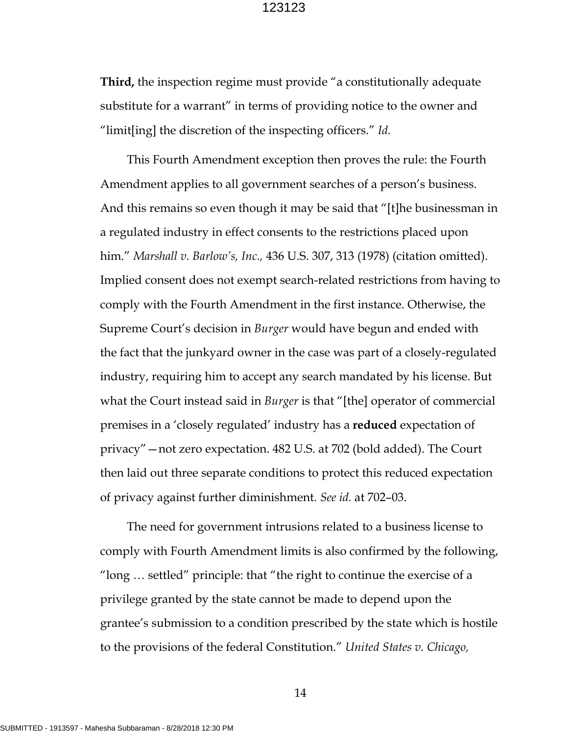**Third,** the inspection regime must provide "a constitutionally adequate substitute for a warrant" in terms of providing notice to the owner and "limit[ing] the discretion of the inspecting officers." *Id.*

This Fourth Amendment exception then proves the rule: the Fourth Amendment applies to all government searches of a person's business. And this remains so even though it may be said that "[t]he businessman in a regulated industry in effect consents to the restrictions placed upon him." *Marshall v. Barlow's, Inc.,* 436 U.S. 307, 313 (1978) (citation omitted). Implied consent does not exempt search-related restrictions from having to comply with the Fourth Amendment in the first instance. Otherwise, the Supreme Court's decision in *Burger* would have begun and ended with the fact that the junkyard owner in the case was part of a closely-regulated industry, requiring him to accept any search mandated by his license. But what the Court instead said in *Burger* is that "[the] operator of commercial premises in a 'closely regulated' industry has a **reduced** expectation of privacy"—not zero expectation. 482 U.S. at 702 (bold added). The Court then laid out three separate conditions to protect this reduced expectation of privacy against further diminishment. *See id.* at 702–03.

The need for government intrusions related to a business license to comply with Fourth Amendment limits is also confirmed by the following, "long … settled" principle: that "the right to continue the exercise of a privilege granted by the state cannot be made to depend upon the grantee's submission to a condition prescribed by the state which is hostile to the provisions of the federal Constitution." *United States v. Chicago,*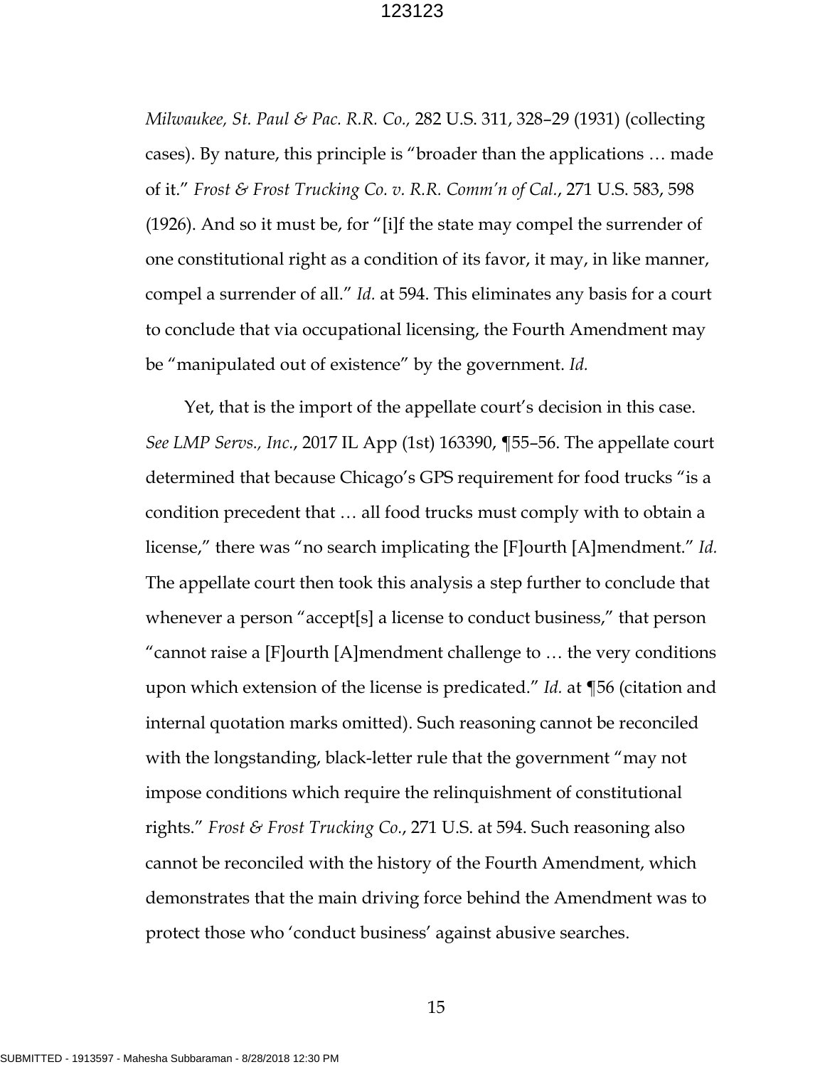*Milwaukee, St. Paul & Pac. R.R. Co.,* 282 U.S. 311, 328–29 (1931) (collecting cases). By nature, this principle is "broader than the applications … made of it." *Frost & Frost Trucking Co. v. R.R. Comm'n of Cal.*, 271 U.S. 583, 598 (1926). And so it must be, for "[i]f the state may compel the surrender of one constitutional right as a condition of its favor, it may, in like manner, compel a surrender of all." *Id.* at 594. This eliminates any basis for a court to conclude that via occupational licensing, the Fourth Amendment may be "manipulated out of existence" by the government. *Id.*

Yet, that is the import of the appellate court's decision in this case. *See LMP Servs., Inc.*, 2017 IL App (1st) 163390, ¶55–56. The appellate court determined that because Chicago's GPS requirement for food trucks "is a condition precedent that … all food trucks must comply with to obtain a license," there was "no search implicating the [F]ourth [A]mendment." *Id.* The appellate court then took this analysis a step further to conclude that whenever a person "accept[s] a license to conduct business," that person "cannot raise a [F]ourth [A]mendment challenge to … the very conditions upon which extension of the license is predicated." *Id.* at ¶56 (citation and internal quotation marks omitted). Such reasoning cannot be reconciled with the longstanding, black-letter rule that the government "may not impose conditions which require the relinquishment of constitutional rights." *Frost & Frost Trucking Co.*, 271 U.S. at 594. Such reasoning also cannot be reconciled with the history of the Fourth Amendment, which demonstrates that the main driving force behind the Amendment was to protect those who 'conduct business' against abusive searches.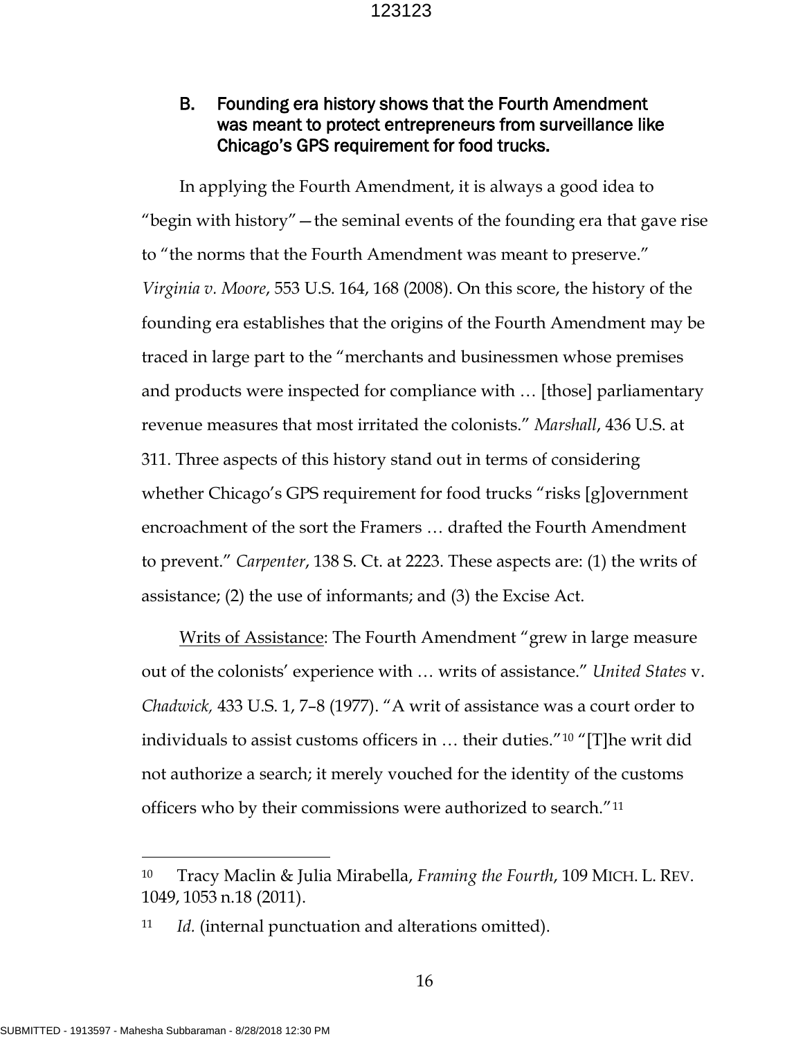### B. Founding era history shows that the Fourth Amendment was meant to protect entrepreneurs from surveillance like Chicago's GPS requirement for food trucks.

In applying the Fourth Amendment, it is always a good idea to "begin with history"—the seminal events of the founding era that gave rise to "the norms that the Fourth Amendment was meant to preserve." *Virginia v. Moore*, 553 U.S. 164, 168 (2008). On this score, the history of the founding era establishes that the origins of the Fourth Amendment may be traced in large part to the "merchants and businessmen whose premises and products were inspected for compliance with … [those] parliamentary revenue measures that most irritated the colonists." *Marshall*, 436 U.S. at 311. Three aspects of this history stand out in terms of considering whether Chicago's GPS requirement for food trucks "risks [g]overnment encroachment of the sort the Framers … drafted the Fourth Amendment to prevent." *Carpenter*, 138 S. Ct. at 2223. These aspects are: (1) the writs of assistance; (2) the use of informants; and (3) the Excise Act.

Writs of Assistance: The Fourth Amendment "grew in large measure out of the colonists' experience with … writs of assistance." *United States* v. *Chadwick,* 433 U.S. 1, 7–8 (1977). "A writ of assistance was a court order to individuals to assist customs officers in … their duties."[10] "[T]he writ did not authorize a search; it merely vouched for the identity of the customs officers who by their commissions were authorized to search."[11]

---

[10] Tracy Maclin & Julia Mirabella, *Framing the Fourth*, 109 MICH. L. REV. 1049, 1053 n.18 (2011).

[11] *Id.* (internal punctuation and alterations omitted).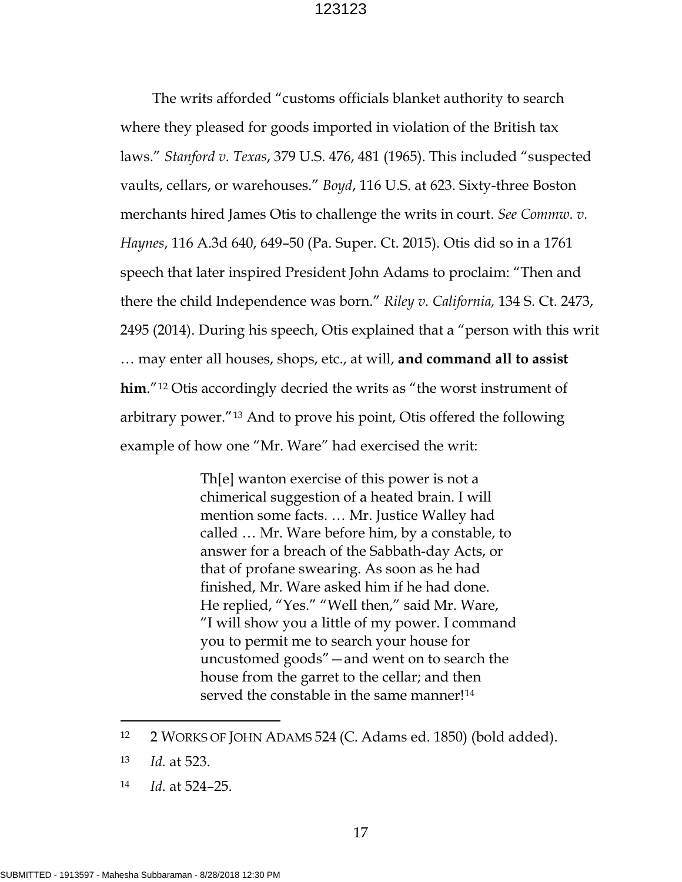The writs afforded "customs officials blanket authority to search where they pleased for goods imported in violation of the British tax laws." *Stanford v. Texas*, 379 U.S. 476, 481 (1965). This included "suspected vaults, cellars, or warehouses." *Boyd*, 116 U.S. at 623. Sixty-three Boston merchants hired James Otis to challenge the writs in court. *See Commw. v. Haynes*, 116 A.3d 640, 649–50 (Pa. Super. Ct. 2015). Otis did so in a 1761 speech that later inspired President John Adams to proclaim: "Then and there the child Independence was born." *Riley v. California,* 134 S. Ct. 2473, 2495 (2014). During his speech, Otis explained that a "person with this writ … may enter all houses, shops, etc., at will, **and command all to assist him**."[12] Otis accordingly decried the writs as "the worst instrument of arbitrary power."[13] And to prove his point, Otis offered the following example of how one "Mr. Ware" had exercised the writ:

> Th[e] wanton exercise of this power is not a chimerical suggestion of a heated brain. I will mention some facts. … Mr. Justice Walley had called … Mr. Ware before him, by a constable, to answer for a breach of the Sabbath-day Acts, or that of profane swearing. As soon as he had finished, Mr. Ware asked him if he had done. He replied, "Yes." "Well then," said Mr. Ware, "I will show you a little of my power. I command you to permit me to search your house for uncustomed goods"—and went on to search the house from the garret to the cellar; and then served the constable in the same manner![14]

---

[12] 2 WORKS OF JOHN ADAMS 524 (C. Adams ed. 1850) (bold added).

[13] *Id.* at 523.

[14] *Id.* at 524–25.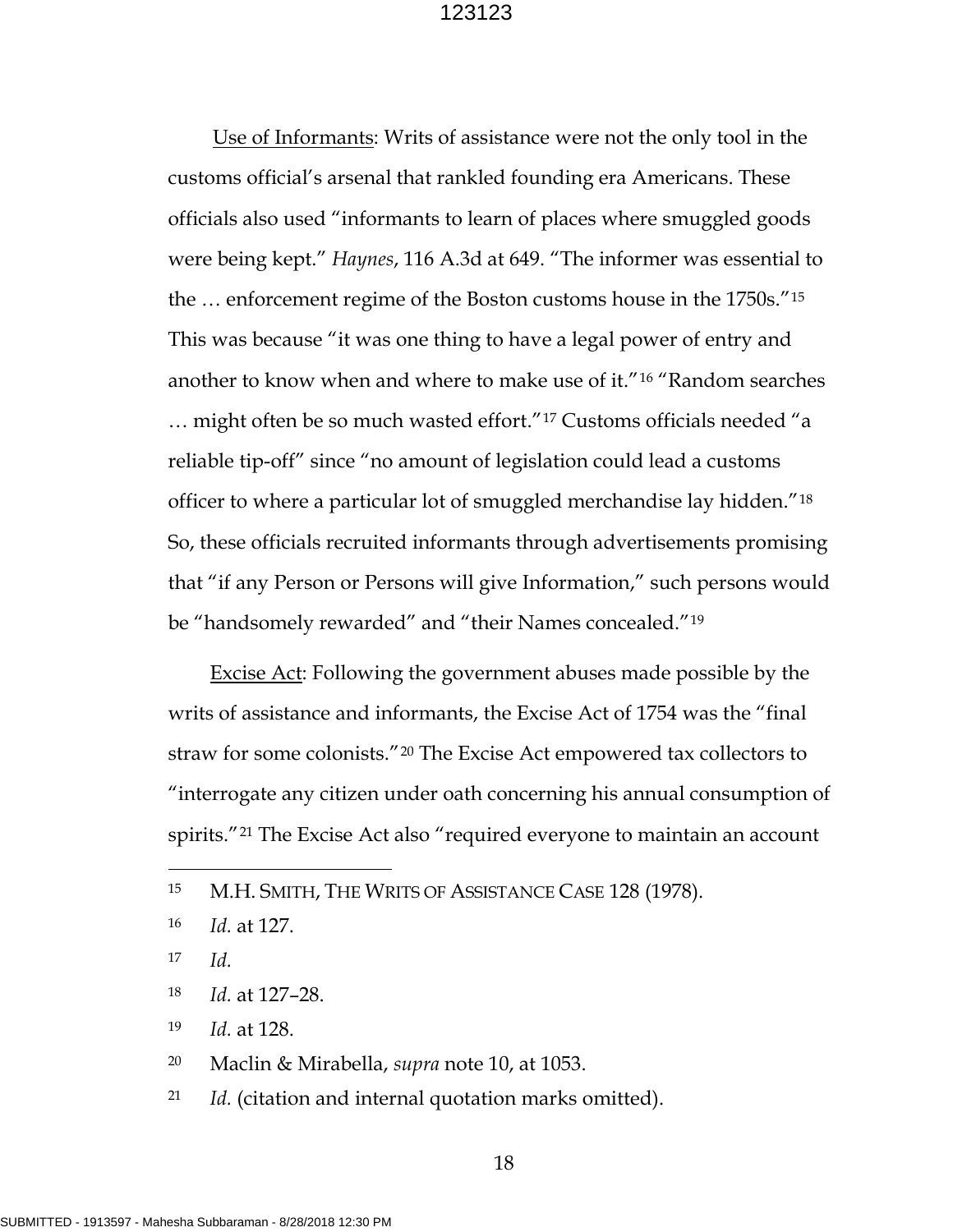Use of Informants: Writs of assistance were not the only tool in the customs official's arsenal that rankled founding era Americans. These officials also used "informants to learn of places where smuggled goods were being kept." *Haynes*, 116 A.3d at 649. "The informer was essential to the … enforcement regime of the Boston customs house in the 1750s."[15] This was because "it was one thing to have a legal power of entry and another to know when and where to make use of it."[16] "Random searches … might often be so much wasted effort."[17] Customs officials needed "a reliable tip-off" since "no amount of legislation could lead a customs officer to where a particular lot of smuggled merchandise lay hidden."[18] So, these officials recruited informants through advertisements promising that "if any Person or Persons will give Information," such persons would be "handsomely rewarded" and "their Names concealed."[19]

Excise Act: Following the government abuses made possible by the writs of assistance and informants, the Excise Act of 1754 was the "final straw for some colonists."[20] The Excise Act empowered tax collectors to "interrogate any citizen under oath concerning his annual consumption of spirits."[21] The Excise Act also "required everyone to maintain an account

---

[15] M.H. SMITH, THE WRITS OF ASSISTANCE CASE 128 (1978).

[16] *Id.* at 127.

[17] *Id.*

[18] *Id.* at 127–28.

[19] *Id.* at 128.

[20] Maclin & Mirabella, *supra* note 10, at 1053.

[21] *Id.* (citation and internal quotation marks omitted).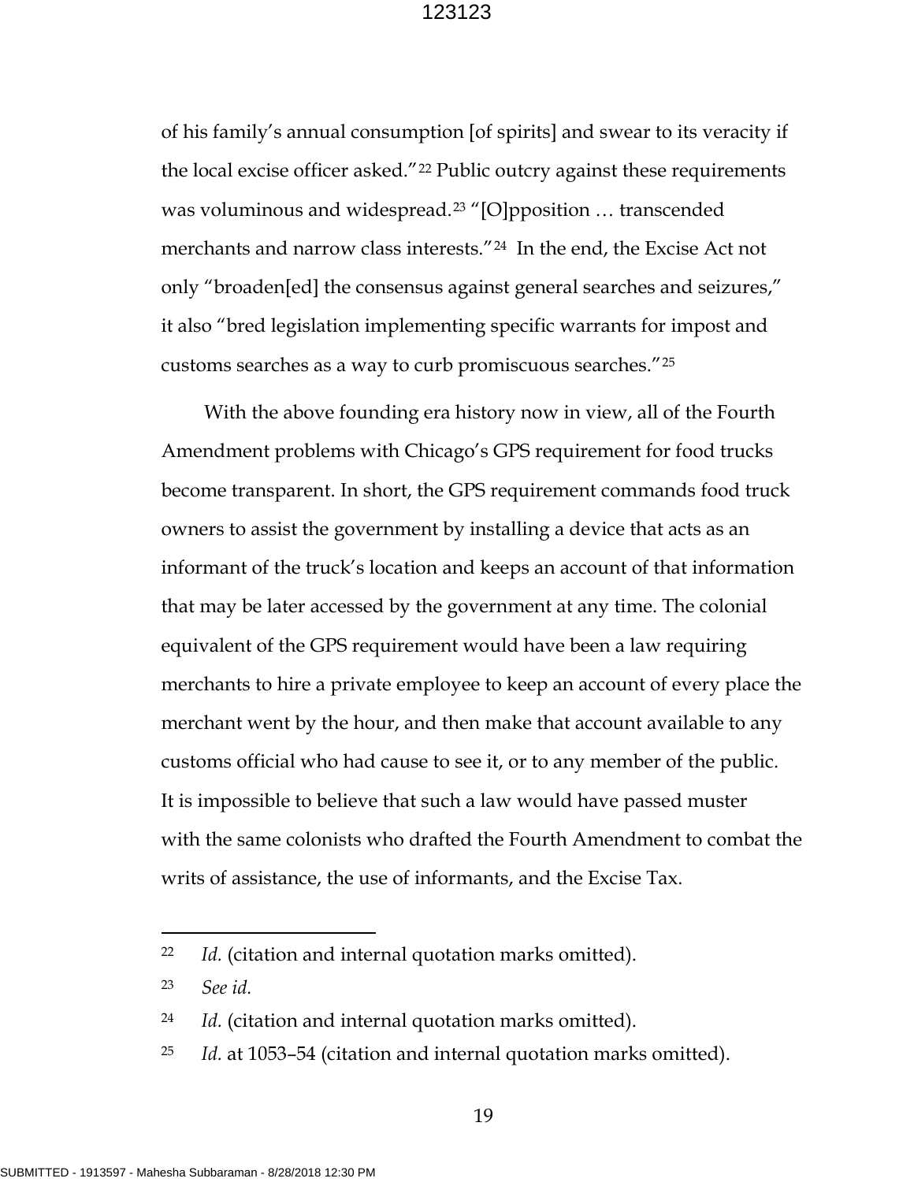of his family's annual consumption [of spirits] and swear to its veracity if the local excise officer asked."[22] Public outcry against these requirements was voluminous and widespread.[23] "[O]pposition … transcended merchants and narrow class interests."[24] In the end, the Excise Act not only "broaden[ed] the consensus against general searches and seizures," it also "bred legislation implementing specific warrants for impost and customs searches as a way to curb promiscuous searches."[25]

With the above founding era history now in view, all of the Fourth Amendment problems with Chicago's GPS requirement for food trucks become transparent. In short, the GPS requirement commands food truck owners to assist the government by installing a device that acts as an informant of the truck's location and keeps an account of that information that may be later accessed by the government at any time. The colonial equivalent of the GPS requirement would have been a law requiring merchants to hire a private employee to keep an account of every place the merchant went by the hour, and then make that account available to any customs official who had cause to see it, or to any member of the public. It is impossible to believe that such a law would have passed muster with the same colonists who drafted the Fourth Amendment to combat the writs of assistance, the use of informants, and the Excise Tax.

---

[22] *Id.* (citation and internal quotation marks omitted).

[23] *See id.*

[24] *Id.* (citation and internal quotation marks omitted).

[25] *Id.* at 1053–54 (citation and internal quotation marks omitted).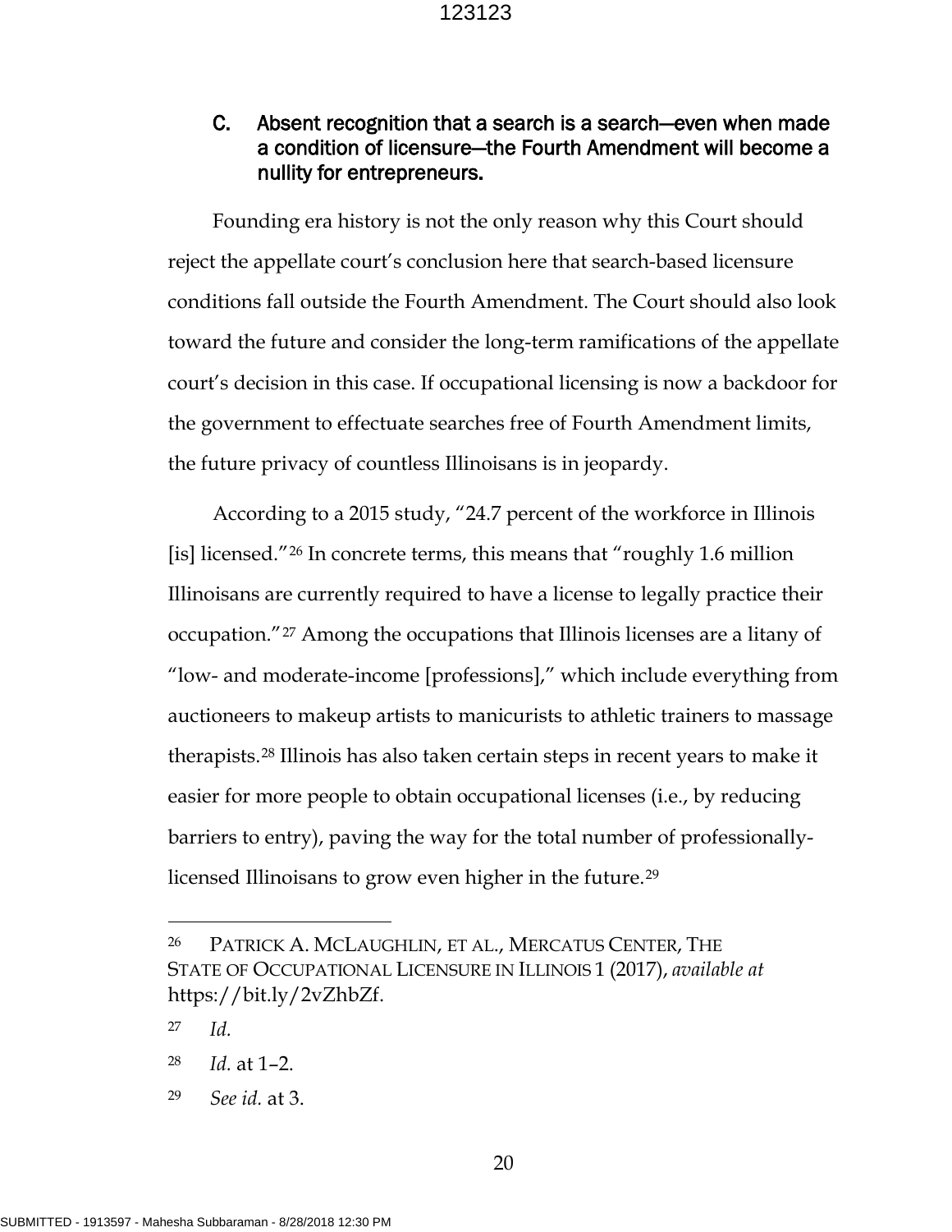### C. Absent recognition that a search is a search—even when made a condition of licensure—the Fourth Amendment will become a nullity for entrepreneurs.

Founding era history is not the only reason why this Court should reject the appellate court's conclusion here that search-based licensure conditions fall outside the Fourth Amendment. The Court should also look toward the future and consider the long-term ramifications of the appellate court's decision in this case. If occupational licensing is now a backdoor for the government to effectuate searches free of Fourth Amendment limits, the future privacy of countless Illinoisans is in jeopardy.

According to a 2015 study, "24.7 percent of the workforce in Illinois [is] licensed."[26] In concrete terms, this means that "roughly 1.6 million Illinoisans are currently required to have a license to legally practice their occupation."[27] Among the occupations that Illinois licenses are a litany of "low- and moderate-income [professions]," which include everything from auctioneers to makeup artists to manicurists to athletic trainers to massage therapists.[28] Illinois has also taken certain steps in recent years to make it easier for more people to obtain occupational licenses (i.e., by reducing barriers to entry), paving the way for the total number of professionally-licensed Illinoisans to grow even higher in the future.[29]

---

[26] PATRICK A. MCLAUGHLIN, ET AL., MERCATUS CENTER, THE STATE OF OCCUPATIONAL LICENSURE IN ILLINOIS 1 (2017), *available at* https://bit.ly/2vZhbZf.

[27] *Id.*

[28] *Id.* at 1–2.

[29] *See id.* at 3.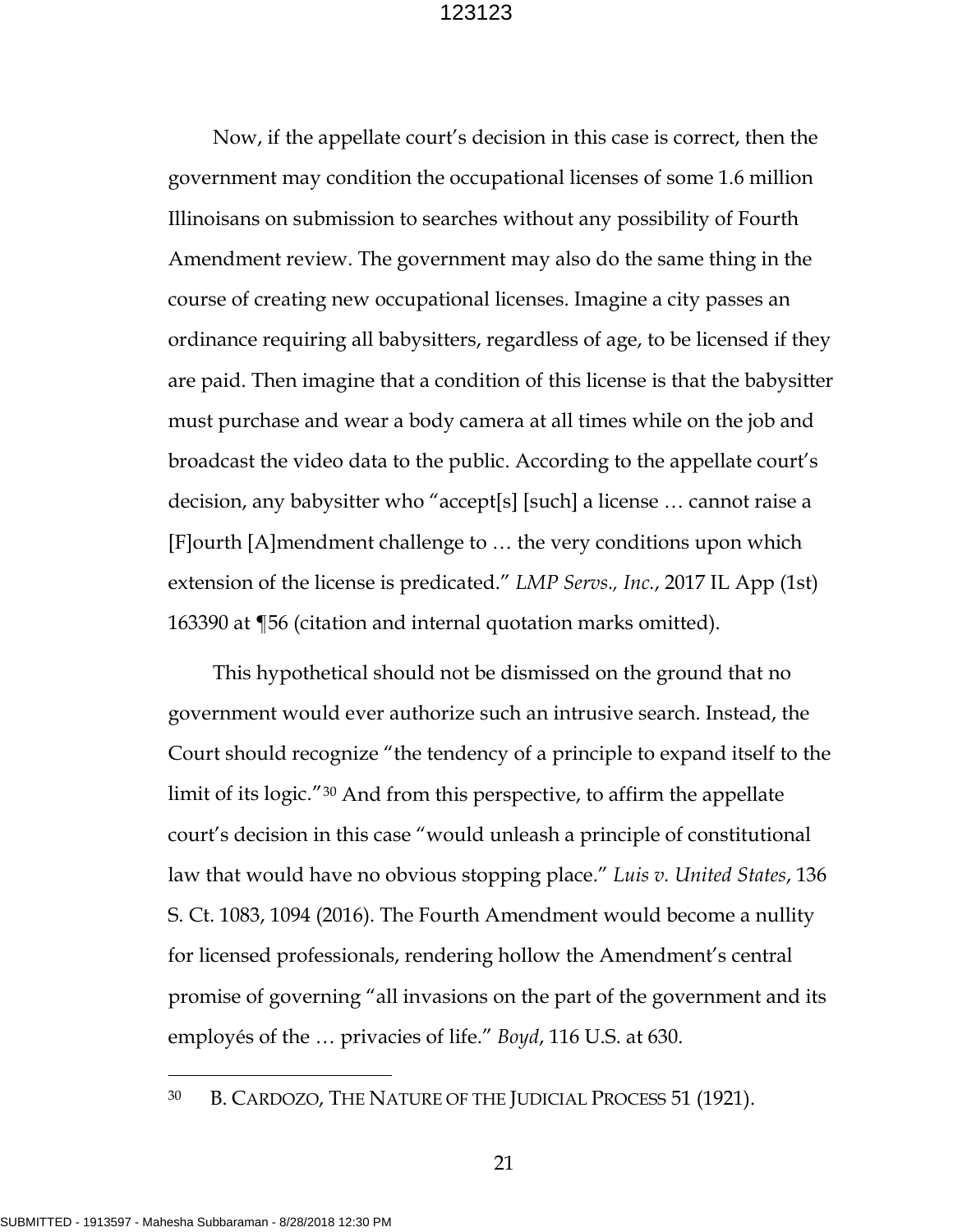Now, if the appellate court's decision in this case is correct, then the government may condition the occupational licenses of some 1.6 million Illinoisans on submission to searches without any possibility of Fourth Amendment review. The government may also do the same thing in the course of creating new occupational licenses. Imagine a city passes an ordinance requiring all babysitters, regardless of age, to be licensed if they are paid. Then imagine that a condition of this license is that the babysitter must purchase and wear a body camera at all times while on the job and broadcast the video data to the public. According to the appellate court's decision, any babysitter who "accept[s] [such] a license … cannot raise a [F]ourth [A]mendment challenge to … the very conditions upon which extension of the license is predicated." *LMP Servs., Inc.*, 2017 IL App (1st) 163390 at ¶56 (citation and internal quotation marks omitted).

This hypothetical should not be dismissed on the ground that no government would ever authorize such an intrusive search. Instead, the Court should recognize "the tendency of a principle to expand itself to the limit of its logic."[30] And from this perspective, to affirm the appellate court's decision in this case "would unleash a principle of constitutional law that would have no obvious stopping place." *Luis v. United States*, 136 S. Ct. 1083, 1094 (2016). The Fourth Amendment would become a nullity for licensed professionals, rendering hollow the Amendment's central promise of governing "all invasions on the part of the government and its employés of the … privacies of life." *Boyd*, 116 U.S. at 630.

---

[30] B. CARDOZO, THE NATURE OF THE JUDICIAL PROCESS 51 (1921).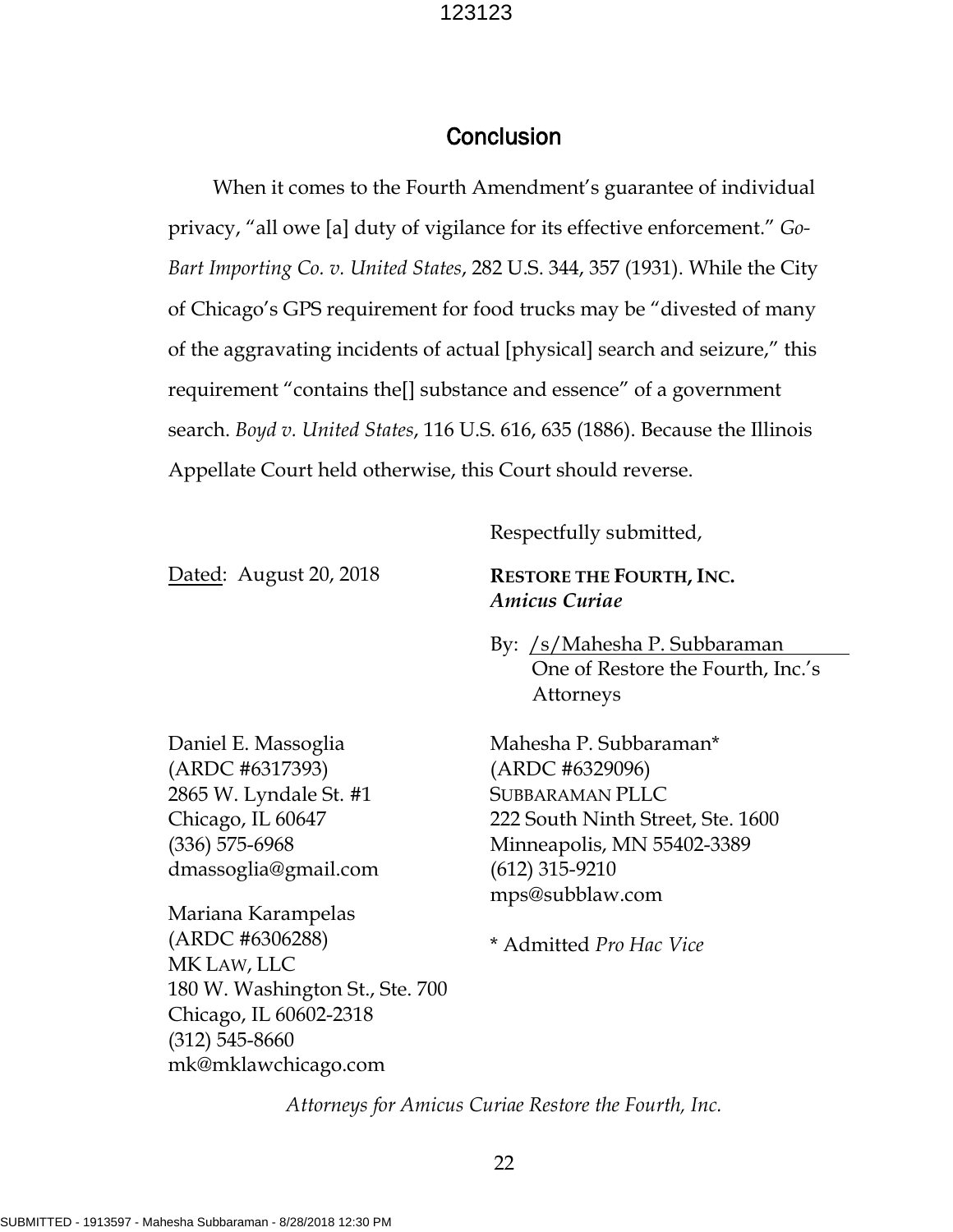## Conclusion

When it comes to the Fourth Amendment's guarantee of individual privacy, "all owe [a] duty of vigilance for its effective enforcement." *Go-Bart Importing Co. v. United States*, 282 U.S. 344, 357 (1931). While the City of Chicago's GPS requirement for food trucks may be "divested of many of the aggravating incidents of actual [physical] search and seizure," this requirement "contains the[] substance and essence" of a government search. *Boyd v. United States*, 116 U.S. 616, 635 (1886). Because the Illinois Appellate Court held otherwise, this Court should reverse.

Dated: August 20, 2018

Respectfully submitted,

**RESTORE THE FOURTH, INC.**
***Amicus Curiae***

By: /s/Mahesha P. Subbaraman
One of Restore the Fourth, Inc.'s Attorneys

Daniel E. Massoglia
(ARDC #6317393)
2865 W. Lyndale St. #1
Chicago, IL 60647
(336) 575-6968
dmassoglia@gmail.com

Mariana Karampelas
(ARDC #6306288)
MK LAW, LLC
180 W. Washington St., Ste. 700
Chicago, IL 60602-2318
(312) 545-8660
mk@mklawchicago.com

Mahesha P. Subbaraman*
(ARDC #6329096)
SUBBARAMAN PLLC
222 South Ninth Street, Ste. 1600
Minneapolis, MN 55402-3389
(612) 315-9210
mps@subblaw.com

\* Admitted *Pro Hac Vice*

*Attorneys for Amicus Curiae Restore the Fourth, Inc.*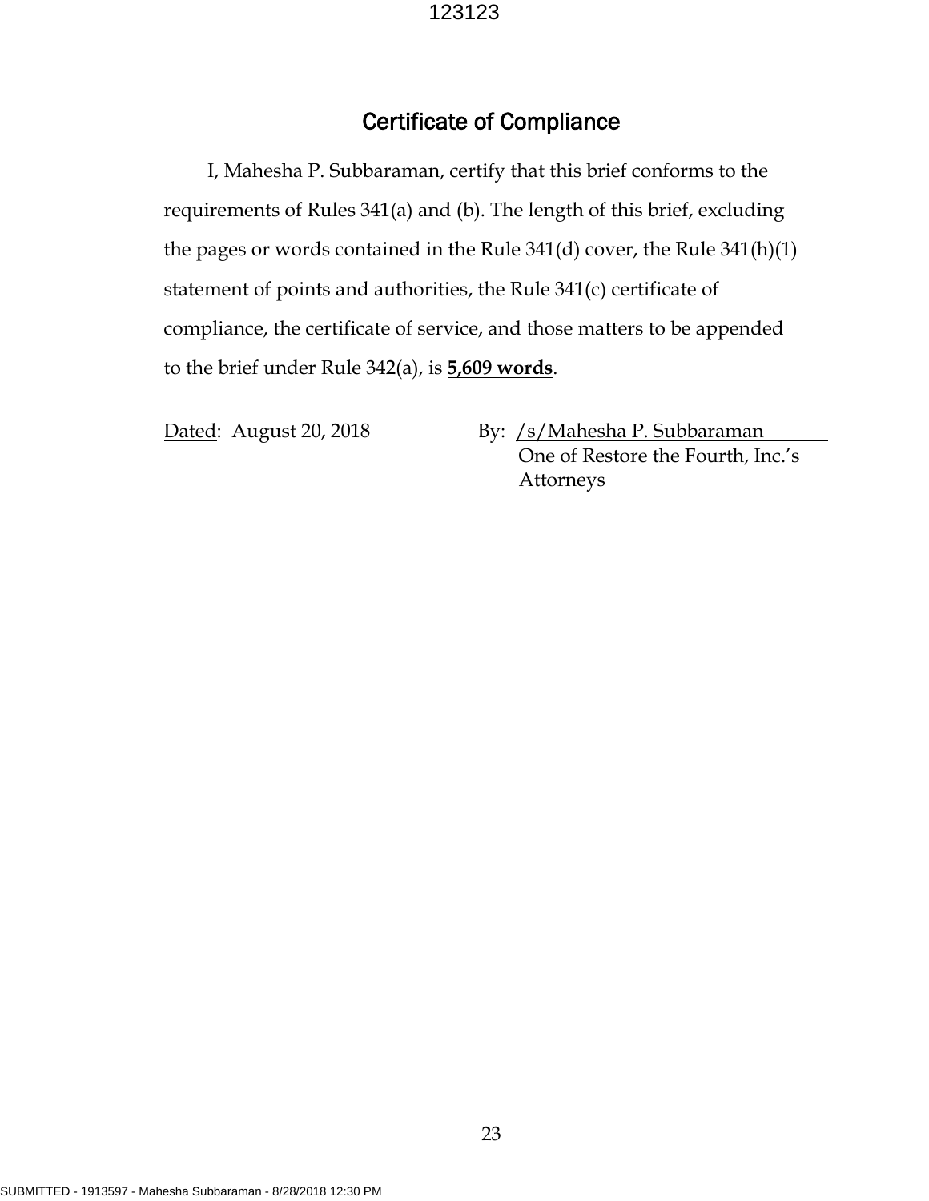## Certificate of Compliance

I, Mahesha P. Subbaraman, certify that this brief conforms to the requirements of Rules 341(a) and (b). The length of this brief, excluding the pages or words contained in the Rule 341(d) cover, the Rule 341(h)(1) statement of points and authorities, the Rule 341(c) certificate of compliance, the certificate of service, and those matters to be appended to the brief under Rule 342(a), is **5,609 words**.

Dated: August 20, 2018

By: /s/Mahesha P. Subbaraman
One of Restore the Fourth, Inc.'s Attorneys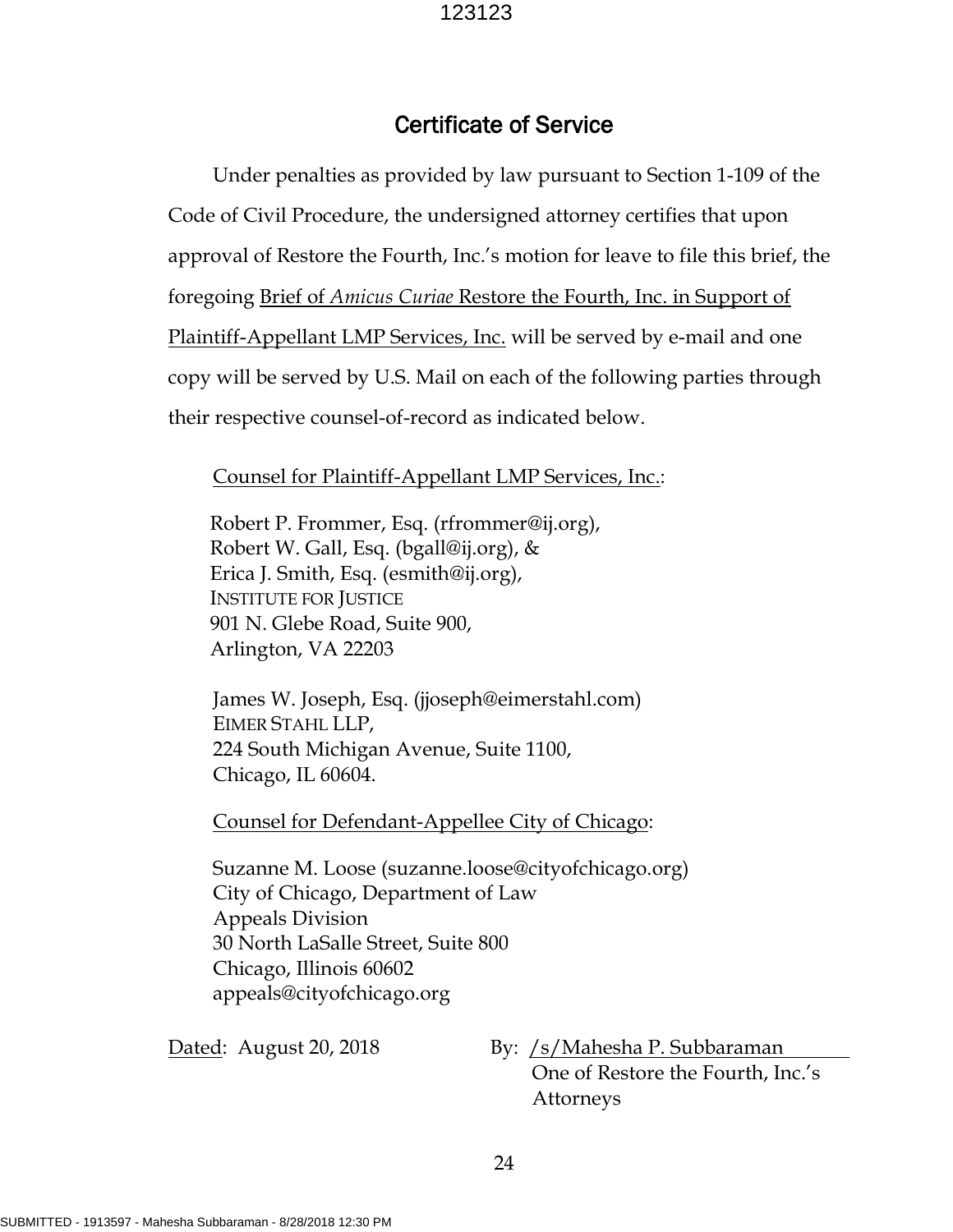# Certificate of Service

Under penalties as provided by law pursuant to Section 1-109 of the Code of Civil Procedure, the undersigned attorney certifies that upon approval of Restore the Fourth, Inc.'s motion for leave to file this brief, the foregoing Brief of *Amicus Curiae* Restore the Fourth, Inc. in Support of Plaintiff-Appellant LMP Services, Inc. will be served by e-mail and one copy will be served by U.S. Mail on each of the following parties through their respective counsel-of-record as indicated below.

Counsel for Plaintiff-Appellant LMP Services, Inc.:

Robert P. Frommer, Esq. (rfrommer@ij.org),
Robert W. Gall, Esq. (bgall@ij.org), &
Erica J. Smith, Esq. (esmith@ij.org),
INSTITUTE FOR JUSTICE
901 N. Glebe Road, Suite 900,
Arlington, VA 22203

James W. Joseph, Esq. (jjoseph@eimerstahl.com)
EIMER STAHL LLP,
224 South Michigan Avenue, Suite 1100,
Chicago, IL 60604.

Counsel for Defendant-Appellee City of Chicago:

Suzanne M. Loose (suzanne.loose@cityofchicago.org)
City of Chicago, Department of Law
Appeals Division
30 North LaSalle Street, Suite 800
Chicago, Illinois 60602
appeals@cityofchicago.org

Dated: August 20, 2018

By: /s/Mahesha P. Subbaraman
One of Restore the Fourth, Inc.'s Attorneys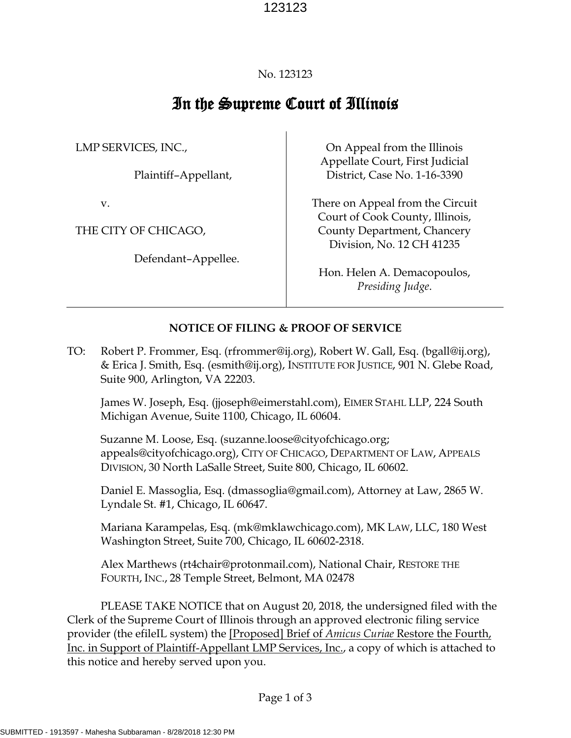No. 123123

# In the Supreme Court of Illinois

| | |
|---|---|
| LMP SERVICES, INC., Plaintiff–Appellant, v. THE CITY OF CHICAGO, Defendant–Appellee. | On Appeal from the Illinois Appellate Court, First Judicial District, Case No. 1-16-3390<br><br>There on Appeal from the Circuit Court of Cook County, Illinois, County Department, Chancery Division, No. 12 CH 41235<br><br>Hon. Helen A. Demacopoulos, *Presiding Judge*. |

**NOTICE OF FILING & PROOF OF SERVICE**

TO: Robert P. Frommer, Esq. (rfrommer@ij.org), Robert W. Gall, Esq. (bgall@ij.org), & Erica J. Smith, Esq. (esmith@ij.org), INSTITUTE FOR JUSTICE, 901 N. Glebe Road, Suite 900, Arlington, VA 22203.

James W. Joseph, Esq. (jjoseph@eimerstahl.com), EIMER STAHL LLP, 224 South Michigan Avenue, Suite 1100, Chicago, IL 60604.

Suzanne M. Loose, Esq. (suzanne.loose@cityofchicago.org; appeals@cityofchicago.org), CITY OF CHICAGO, DEPARTMENT OF LAW, APPEALS DIVISION, 30 North LaSalle Street, Suite 800, Chicago, IL 60602.

Daniel E. Massoglia, Esq. (dmassoglia@gmail.com), Attorney at Law, 2865 W. Lyndale St. #1, Chicago, IL 60647.

Mariana Karampelas, Esq. (mk@mklawchicago.com), MK LAW, LLC, 180 West Washington Street, Suite 700, Chicago, IL 60602-2318.

Alex Marthews (rt4chair@protonmail.com), National Chair, RESTORE THE FOURTH, INC., 28 Temple Street, Belmont, MA 02478

PLEASE TAKE NOTICE that on August 20, 2018, the undersigned filed with the Clerk of the Supreme Court of Illinois through an approved electronic filing service provider (the efileIL system) the [Proposed] Brief of *Amicus Curiae* Restore the Fourth, Inc. in Support of Plaintiff-Appellant LMP Services, Inc., a copy of which is attached to this notice and hereby served upon you.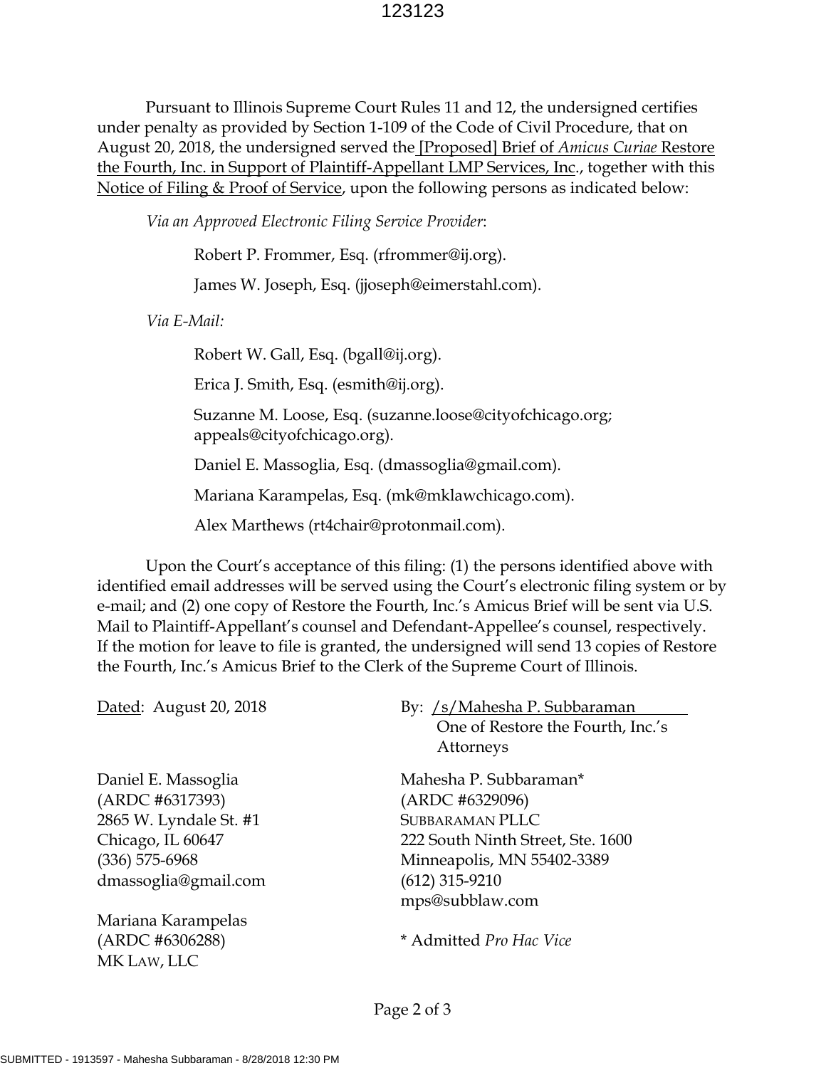Pursuant to Illinois Supreme Court Rules 11 and 12, the undersigned certifies under penalty as provided by Section 1-109 of the Code of Civil Procedure, that on August 20, 2018, the undersigned served the [Proposed] Brief of *Amicus Curiae* Restore the Fourth, Inc. in Support of Plaintiff-Appellant LMP Services, Inc., together with this Notice of Filing & Proof of Service, upon the following persons as indicated below:

*Via an Approved Electronic Filing Service Provider*:

Robert P. Frommer, Esq. (rfrommer@ij.org).

James W. Joseph, Esq. (jjoseph@eimerstahl.com).

*Via E-Mail:*

Robert W. Gall, Esq. (bgall@ij.org).

Erica J. Smith, Esq. (esmith@ij.org).

Suzanne M. Loose, Esq. (suzanne.loose@cityofchicago.org; appeals@cityofchicago.org).

Daniel E. Massoglia, Esq. (dmassoglia@gmail.com).

Mariana Karampelas, Esq. (mk@mklawchicago.com).

Alex Marthews (rt4chair@protonmail.com).

Upon the Court's acceptance of this filing: (1) the persons identified above with identified email addresses will be served using the Court's electronic filing system or by e-mail; and (2) one copy of Restore the Fourth, Inc.'s Amicus Brief will be sent via U.S. Mail to Plaintiff-Appellant's counsel and Defendant-Appellee's counsel, respectively. If the motion for leave to file is granted, the undersigned will send 13 copies of Restore the Fourth, Inc.'s Amicus Brief to the Clerk of the Supreme Court of Illinois.

Dated: August 20, 2018

By: /s/Mahesha P. Subbaraman
One of Restore the Fourth, Inc.'s Attorneys

Daniel E. Massoglia
(ARDC #6317393)
2865 W. Lyndale St. #1
Chicago, IL 60647
(336) 575-6968
dmassoglia@gmail.com

Mariana Karampelas
(ARDC #6306288)
MK LAW, LLC

Mahesha P. Subbaraman*
(ARDC #6329096)
SUBBARAMAN PLLC
222 South Ninth Street, Ste. 1600
Minneapolis, MN 55402-3389
(612) 315-9210
mps@subblaw.com

\* Admitted *Pro Hac Vice*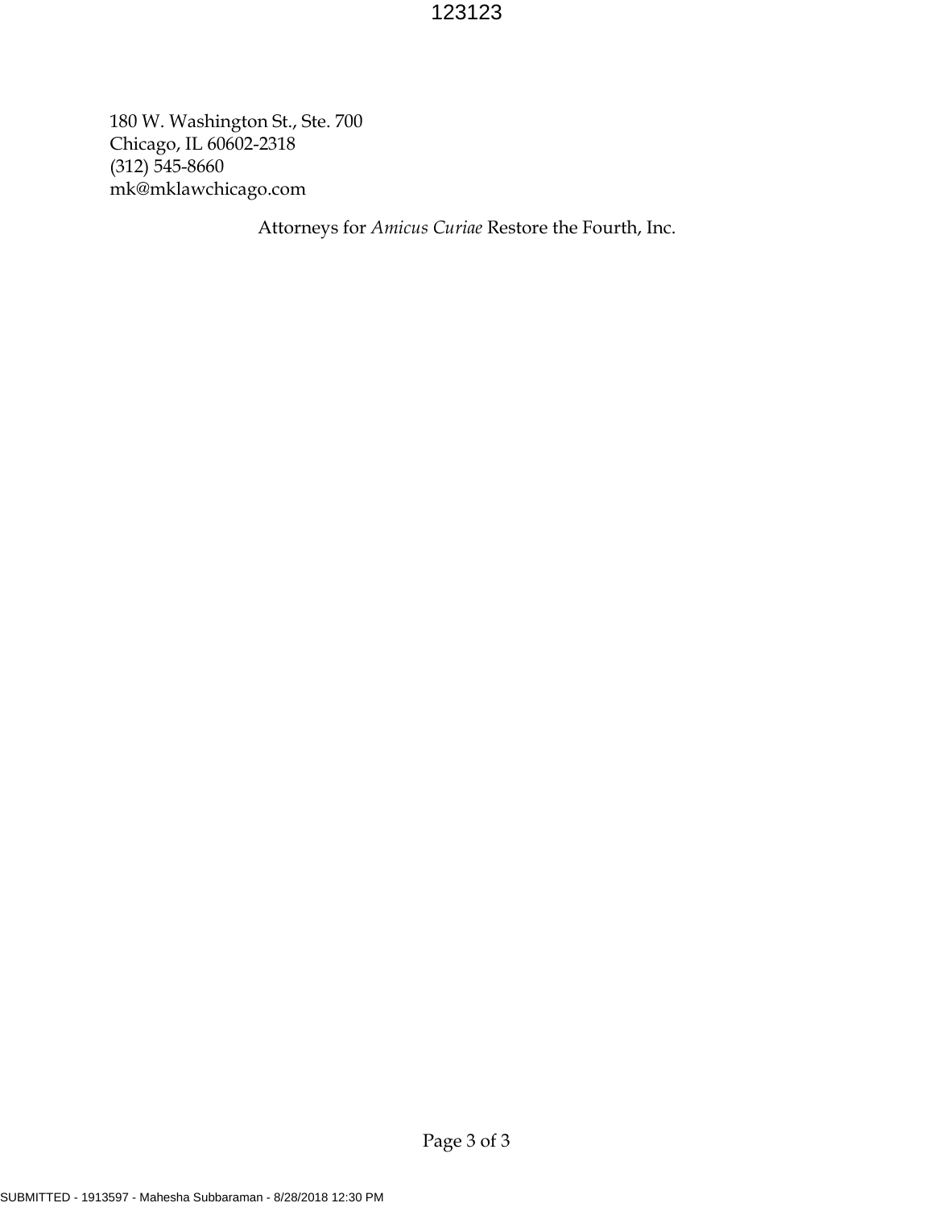180 W. Washington St., Ste. 700
Chicago, IL 60602-2318
(312) 545-8660
mk@mklawchicago.com

Attorneys for *Amicus Curiae* Restore the Fourth, Inc.